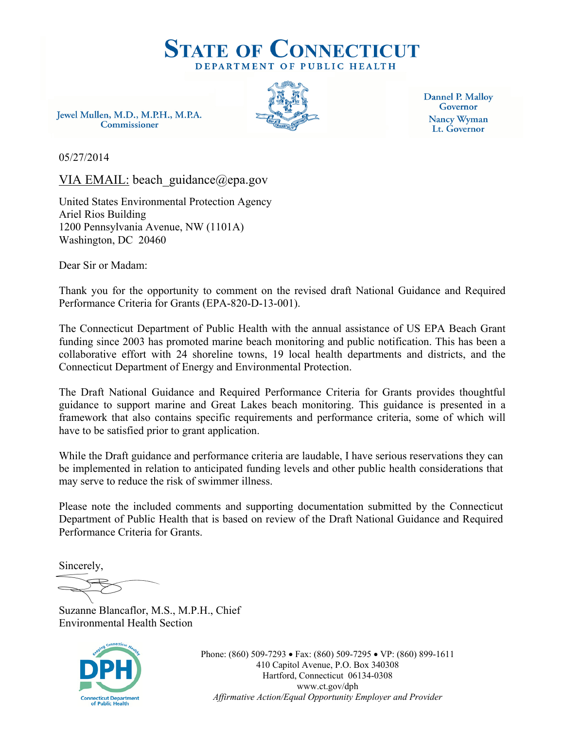# State of Connecticut
## Department of Public Health

Jewel Mullen, M.D., M.P.H., M.P.A.
Commissioner

Dannel P. Malloy
Governor
Nancy Wyman
Lt. Governor

05/27/2014

VIA EMAIL: beach_guidance@epa.gov

United States Environmental Protection Agency
Ariel Rios Building
1200 Pennsylvania Avenue, NW (1101A)
Washington, DC 20460

Dear Sir or Madam:

Thank you for the opportunity to comment on the revised draft National Guidance and Required Performance Criteria for Grants (EPA-820-D-13-001).

The Connecticut Department of Public Health with the annual assistance of US EPA Beach Grant funding since 2003 has promoted marine beach monitoring and public notification. This has been a collaborative effort with 24 shoreline towns, 19 local health departments and districts, and the Connecticut Department of Energy and Environmental Protection.

The Draft National Guidance and Required Performance Criteria for Grants provides thoughtful guidance to support marine and Great Lakes beach monitoring. This guidance is presented in a framework that also contains specific requirements and performance criteria, some of which will have to be satisfied prior to grant application.

While the Draft guidance and performance criteria are laudable, I have serious reservations they can be implemented in relation to anticipated funding levels and other public health considerations that may serve to reduce the risk of swimmer illness.

Please note the included comments and supporting documentation submitted by the Connecticut Department of Public Health that is based on review of the Draft National Guidance and Required Performance Criteria for Grants.

Sincerely,

Suzanne Blancaflor, M.S., M.P.H., Chief
Environmental Health Section

Phone: (860) 509-7293 • Fax: (860) 509-7295 • VP: (860) 899-1611
410 Capitol Avenue, P.O. Box 340308
Hartford, Connecticut 06134-0308
www.ct.gov/dph
*Affirmative Action/Equal Opportunity Employer and Provider*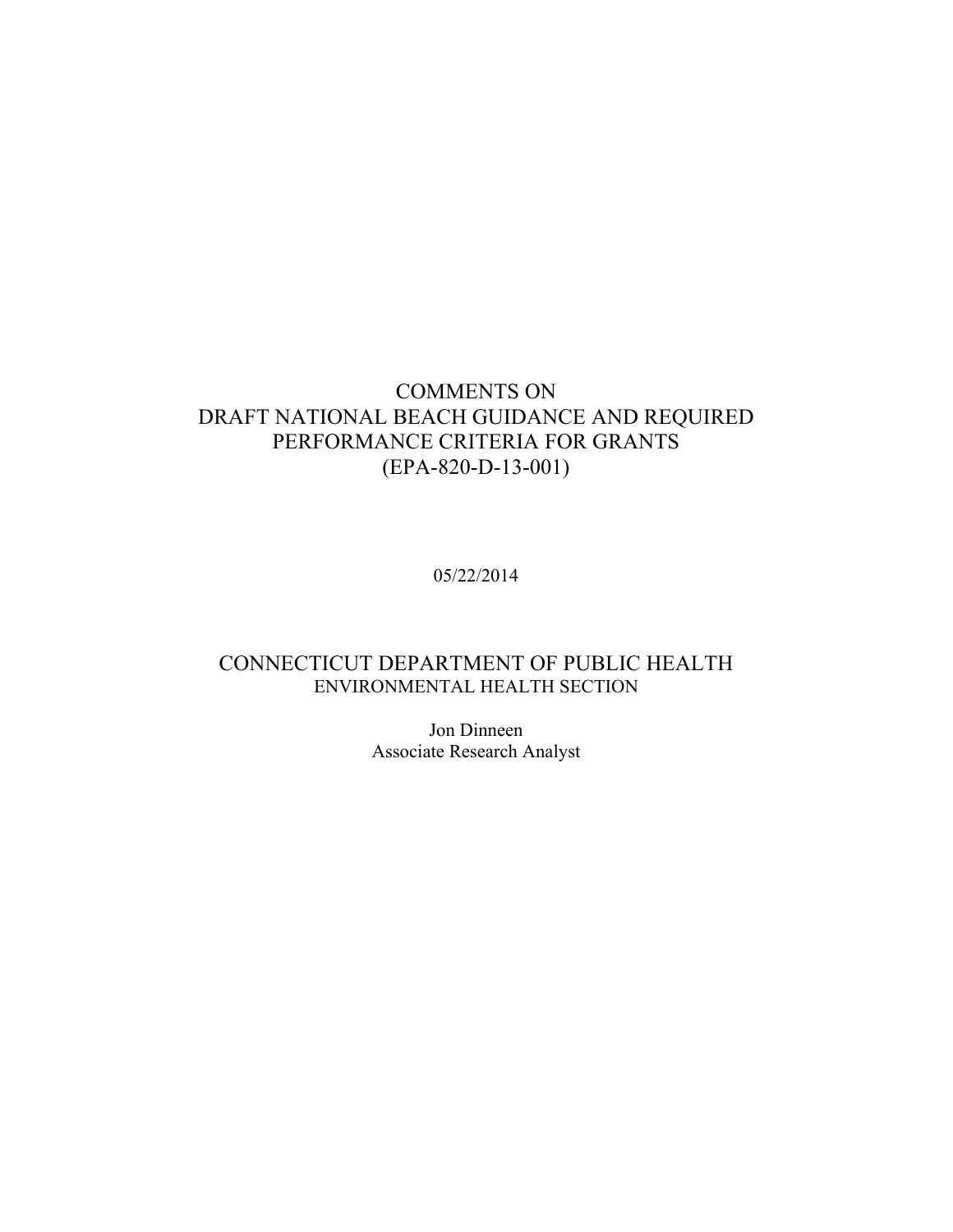# COMMENTS ON DRAFT NATIONAL BEACH GUIDANCE AND REQUIRED PERFORMANCE CRITERIA FOR GRANTS (EPA-820-D-13-001)

05/22/2014

## CONNECTICUT DEPARTMENT OF PUBLIC HEALTH

ENVIRONMENTAL HEALTH SECTION

Jon Dinneen
Associate Research Analyst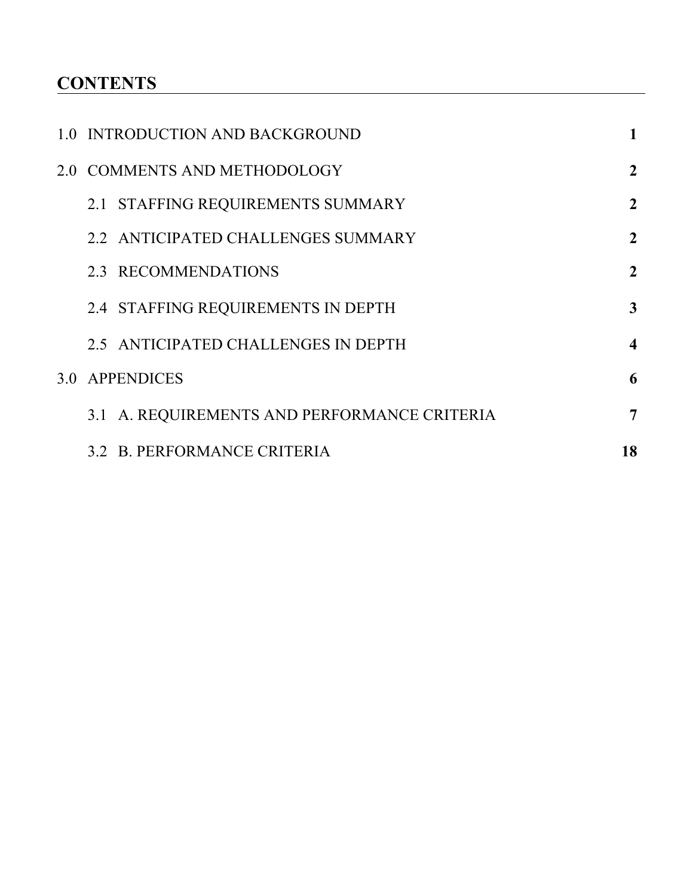# CONTENTS

| | |
|---|---|
| 1.0 INTRODUCTION AND BACKGROUND | **1** |
| 2.0 COMMENTS AND METHODOLOGY | **2** |
| 2.1 STAFFING REQUIREMENTS SUMMARY | **2** |
| 2.2 ANTICIPATED CHALLENGES SUMMARY | **2** |
| 2.3 RECOMMENDATIONS | **2** |
| 2.4 STAFFING REQUIREMENTS IN DEPTH | **3** |
| 2.5 ANTICIPATED CHALLENGES IN DEPTH | **4** |
| 3.0 APPENDICES | **6** |
| 3.1 A. REQUIREMENTS AND PERFORMANCE CRITERIA | **7** |
| 3.2 B. PERFORMANCE CRITERIA | **18** |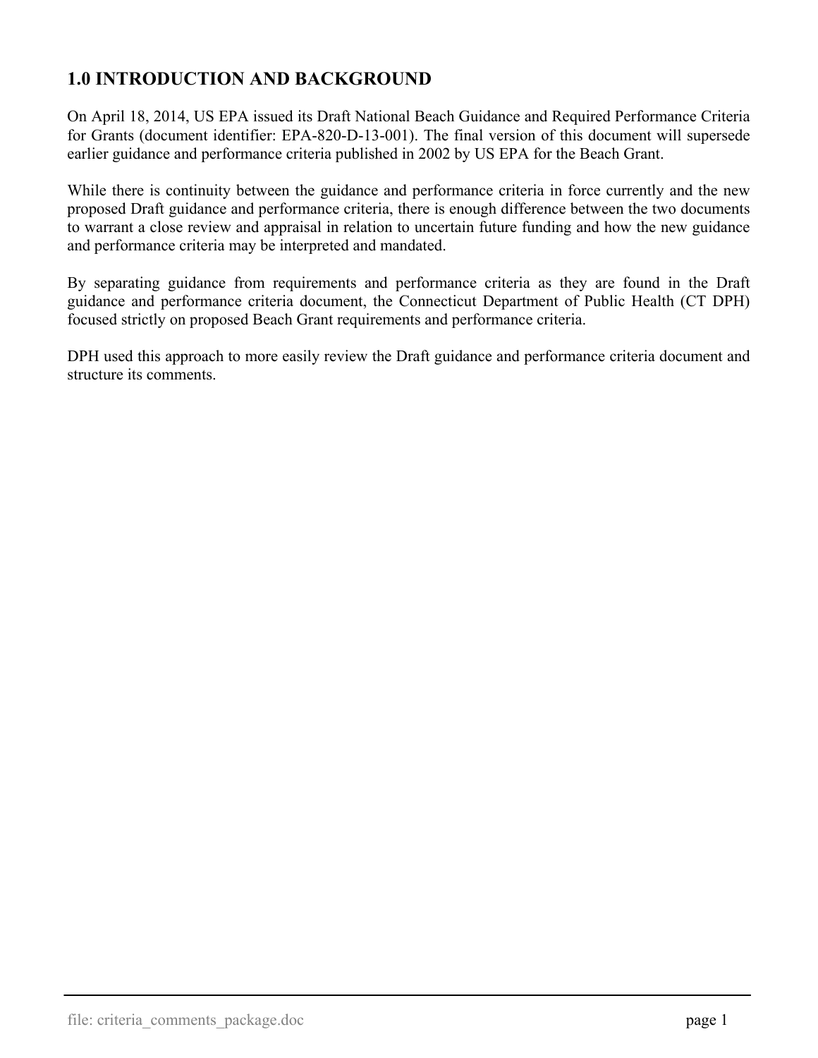## 1.0 INTRODUCTION AND BACKGROUND

On April 18, 2014, US EPA issued its Draft National Beach Guidance and Required Performance Criteria for Grants (document identifier: EPA-820-D-13-001). The final version of this document will supersede earlier guidance and performance criteria published in 2002 by US EPA for the Beach Grant.

While there is continuity between the guidance and performance criteria in force currently and the new proposed Draft guidance and performance criteria, there is enough difference between the two documents to warrant a close review and appraisal in relation to uncertain future funding and how the new guidance and performance criteria may be interpreted and mandated.

By separating guidance from requirements and performance criteria as they are found in the Draft guidance and performance criteria document, the Connecticut Department of Public Health (CT DPH) focused strictly on proposed Beach Grant requirements and performance criteria.

DPH used this approach to more easily review the Draft guidance and performance criteria document and structure its comments.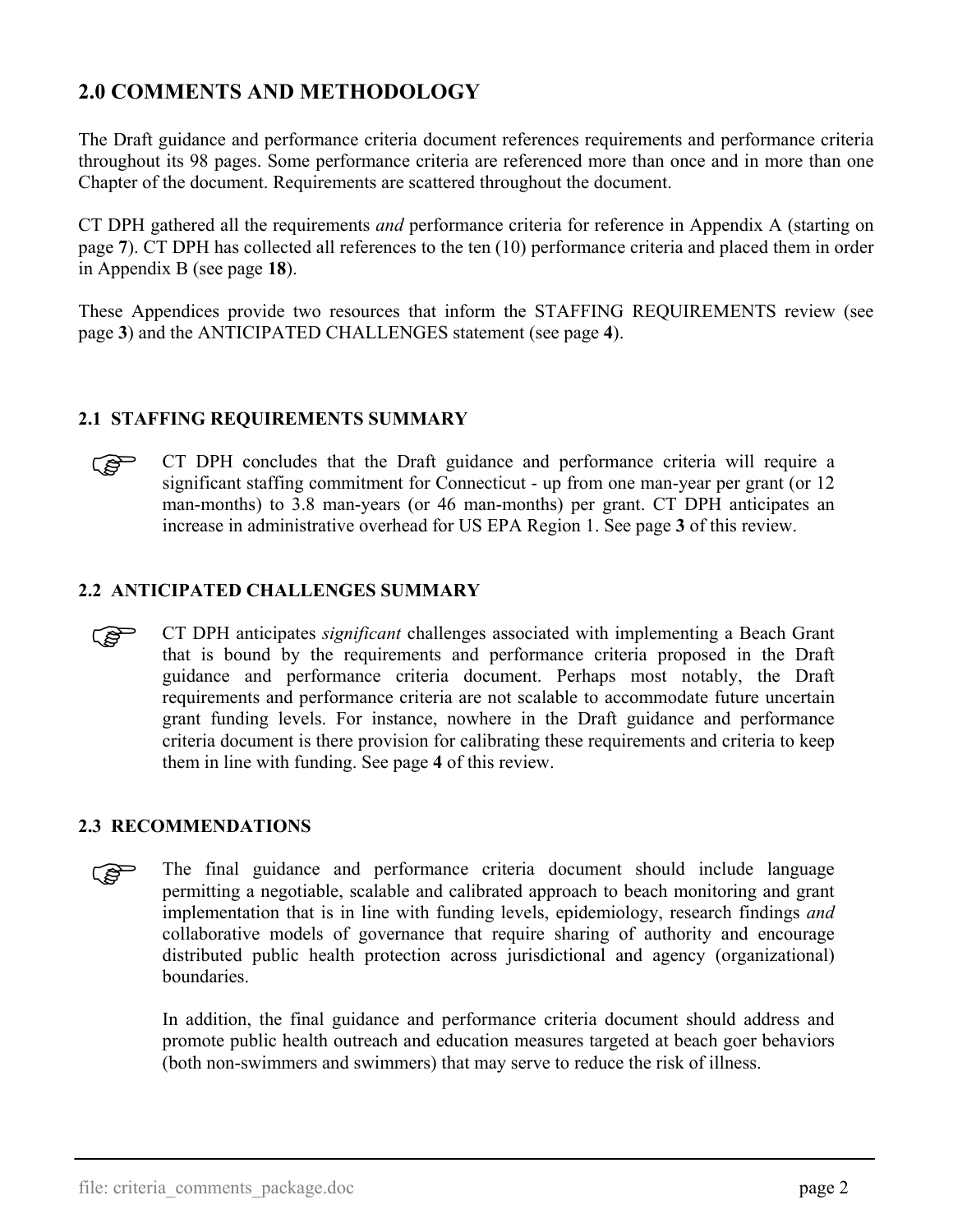## 2.0 COMMENTS AND METHODOLOGY

The Draft guidance and performance criteria document references requirements and performance criteria throughout its 98 pages. Some performance criteria are referenced more than once and in more than one Chapter of the document. Requirements are scattered throughout the document.

CT DPH gathered all the requirements *and* performance criteria for reference in Appendix A (starting on page **7**). CT DPH has collected all references to the ten (10) performance criteria and placed them in order in Appendix B (see page **18**).

These Appendices provide two resources that inform the STAFFING REQUIREMENTS review (see page **3**) and the ANTICIPATED CHALLENGES statement (see page **4**).

### 2.1 STAFFING REQUIREMENTS SUMMARY

☞ CT DPH concludes that the Draft guidance and performance criteria will require a significant staffing commitment for Connecticut - up from one man-year per grant (or 12 man-months) to 3.8 man-years (or 46 man-months) per grant. CT DPH anticipates an increase in administrative overhead for US EPA Region 1. See page **3** of this review.

### 2.2 ANTICIPATED CHALLENGES SUMMARY

☞ CT DPH anticipates *significant* challenges associated with implementing a Beach Grant that is bound by the requirements and performance criteria proposed in the Draft guidance and performance criteria document. Perhaps most notably, the Draft requirements and performance criteria are not scalable to accommodate future uncertain grant funding levels. For instance, nowhere in the Draft guidance and performance criteria document is there provision for calibrating these requirements and criteria to keep them in line with funding. See page **4** of this review.

### 2.3 RECOMMENDATIONS

☞ The final guidance and performance criteria document should include language permitting a negotiable, scalable and calibrated approach to beach monitoring and grant implementation that is in line with funding levels, epidemiology, research findings *and* collaborative models of governance that require sharing of authority and encourage distributed public health protection across jurisdictional and agency (organizational) boundaries.

In addition, the final guidance and performance criteria document should address and promote public health outreach and education measures targeted at beach goer behaviors (both non-swimmers and swimmers) that may serve to reduce the risk of illness.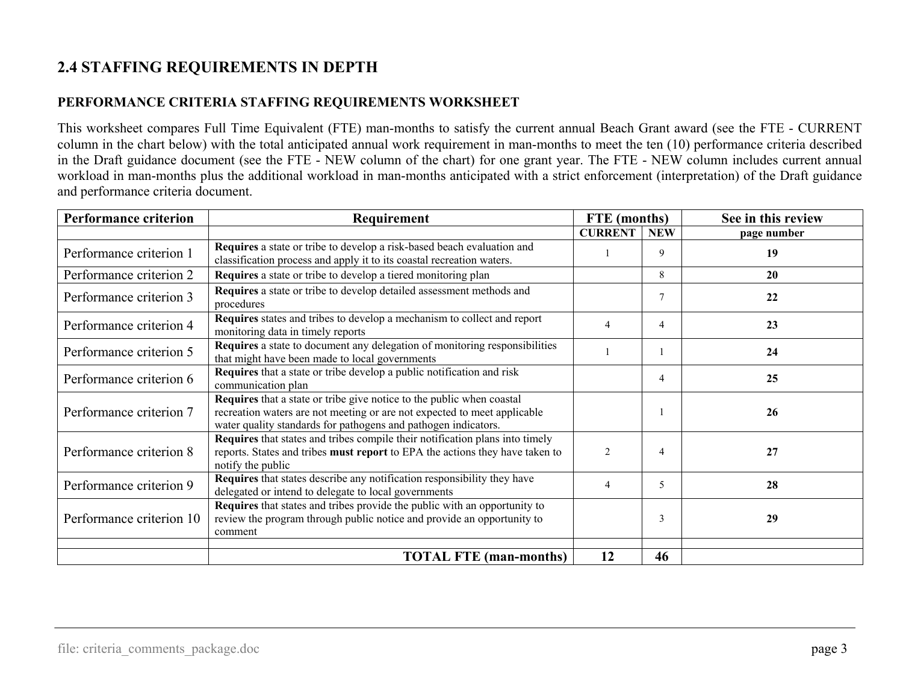## 2.4 STAFFING REQUIREMENTS IN DEPTH

### PERFORMANCE CRITERIA STAFFING REQUIREMENTS WORKSHEET

This worksheet compares Full Time Equivalent (FTE) man-months to satisfy the current annual Beach Grant award (see the FTE - CURRENT column in the chart below) with the total anticipated annual work requirement in man-months to meet the ten (10) performance criteria described in the Draft guidance document (see the FTE - NEW column of the chart) for one grant year. The FTE - NEW column includes current annual workload in man-months plus the additional workload in man-months anticipated with a strict enforcement (interpretation) of the Draft guidance and performance criteria document.

| Performance criterion | Requirement | FTE (months) | | See in this review |
|---|---|---|---|---|
| | | CURRENT | NEW | page number |
| Performance criterion 1 | **Requires** a state or tribe to develop a risk-based beach evaluation and classification process and apply it to its coastal recreation waters. | 1 | 9 | **19** |
| Performance criterion 2 | **Requires** a state or tribe to develop a tiered monitoring plan | | 8 | **20** |
| Performance criterion 3 | **Requires** a state or tribe to develop detailed assessment methods and procedures | | 7 | **22** |
| Performance criterion 4 | **Requires** states and tribes to develop a mechanism to collect and report monitoring data in timely reports | 4 | 4 | **23** |
| Performance criterion 5 | **Requires** a state to document any delegation of monitoring responsibilities that might have been made to local governments | 1 | 1 | **24** |
| Performance criterion 6 | **Requires** that a state or tribe develop a public notification and risk communication plan | | 4 | **25** |
| Performance criterion 7 | **Requires** that a state or tribe give notice to the public when coastal recreation waters are not meeting or are not expected to meet applicable water quality standards for pathogens and pathogen indicators. | | 1 | **26** |
| Performance criterion 8 | **Requires** that states and tribes compile their notification plans into timely reports. States and tribes **must report** to EPA the actions they have taken to notify the public | 2 | 4 | **27** |
| Performance criterion 9 | **Requires** that states describe any notification responsibility they have delegated or intend to delegate to local governments | 4 | 5 | **28** |
| Performance criterion 10 | **Requires** that states and tribes provide the public with an opportunity to review the program through public notice and provide an opportunity to comment | | 3 | **29** |
| | | | | |
| | **TOTAL FTE (man-months)** | **12** | **46** | |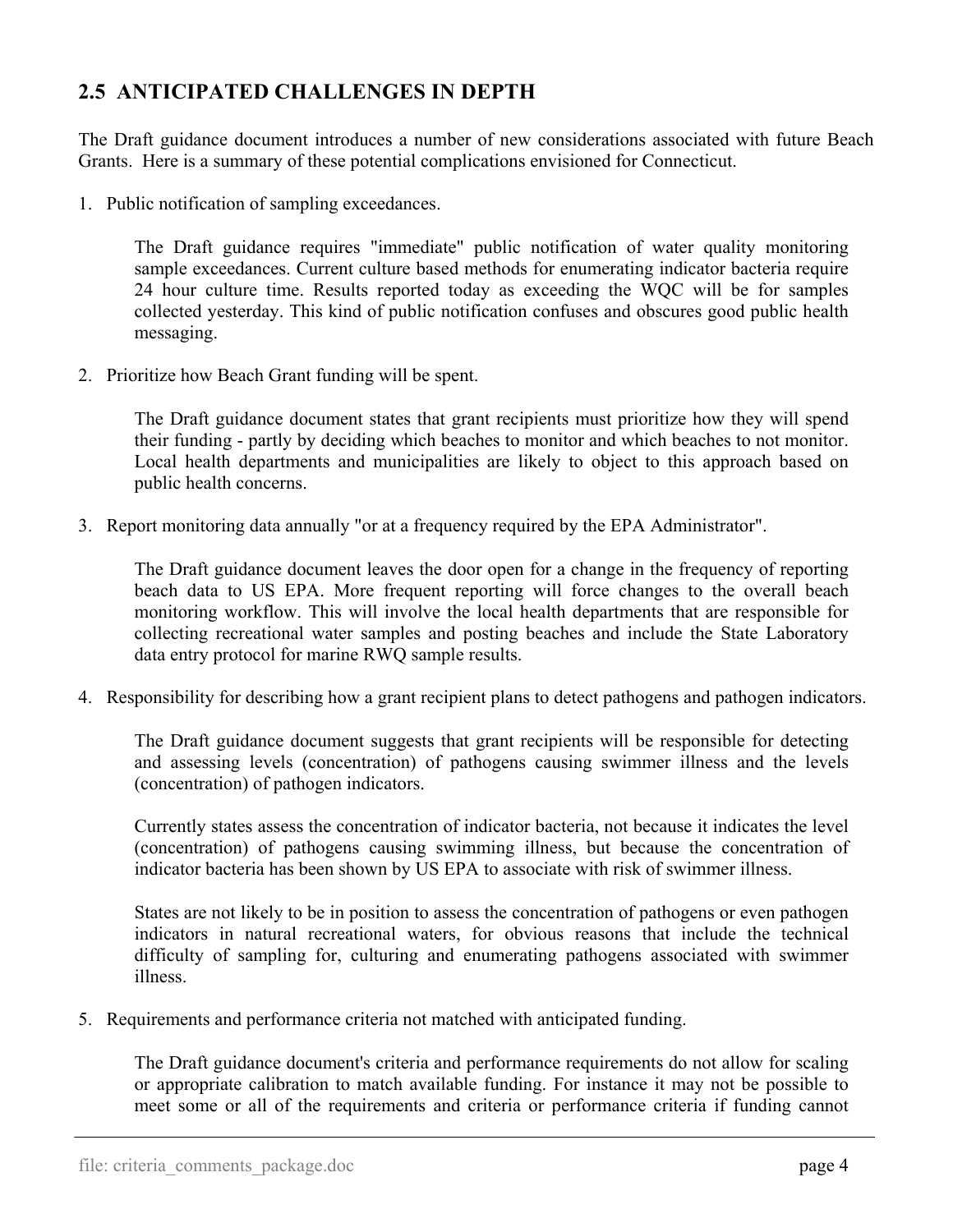## 2.5 ANTICIPATED CHALLENGES IN DEPTH

The Draft guidance document introduces a number of new considerations associated with future Beach Grants. Here is a summary of these potential complications envisioned for Connecticut.

1. Public notification of sampling exceedances.

   The Draft guidance requires "immediate" public notification of water quality monitoring sample exceedances. Current culture based methods for enumerating indicator bacteria require 24 hour culture time. Results reported today as exceeding the WQC will be for samples collected yesterday. This kind of public notification confuses and obscures good public health messaging.

2. Prioritize how Beach Grant funding will be spent.

   The Draft guidance document states that grant recipients must prioritize how they will spend their funding - partly by deciding which beaches to monitor and which beaches to not monitor. Local health departments and municipalities are likely to object to this approach based on public health concerns.

3. Report monitoring data annually "or at a frequency required by the EPA Administrator".

   The Draft guidance document leaves the door open for a change in the frequency of reporting beach data to US EPA. More frequent reporting will force changes to the overall beach monitoring workflow. This will involve the local health departments that are responsible for collecting recreational water samples and posting beaches and include the State Laboratory data entry protocol for marine RWQ sample results.

4. Responsibility for describing how a grant recipient plans to detect pathogens and pathogen indicators.

   The Draft guidance document suggests that grant recipients will be responsible for detecting and assessing levels (concentration) of pathogens causing swimmer illness and the levels (concentration) of pathogen indicators.

   Currently states assess the concentration of indicator bacteria, not because it indicates the level (concentration) of pathogens causing swimming illness, but because the concentration of indicator bacteria has been shown by US EPA to associate with risk of swimmer illness.

   States are not likely to be in position to assess the concentration of pathogens or even pathogen indicators in natural recreational waters, for obvious reasons that include the technical difficulty of sampling for, culturing and enumerating pathogens associated with swimmer illness.

5. Requirements and performance criteria not matched with anticipated funding.

   The Draft guidance document's criteria and performance requirements do not allow for scaling or appropriate calibration to match available funding. For instance it may not be possible to meet some or all of the requirements and criteria or performance criteria if funding cannot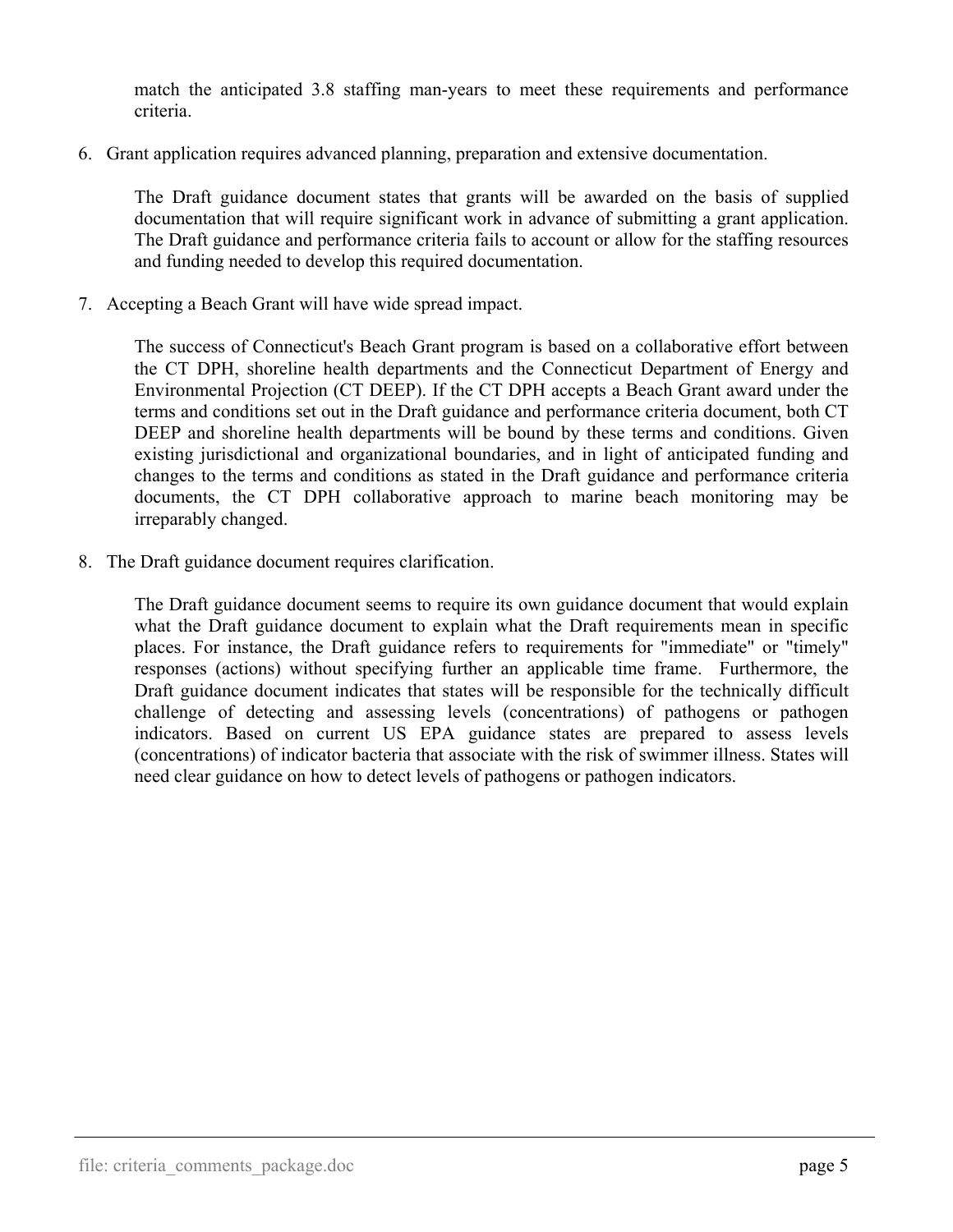match the anticipated 3.8 staffing man-years to meet these requirements and performance criteria.

6. Grant application requires advanced planning, preparation and extensive documentation.

   The Draft guidance document states that grants will be awarded on the basis of supplied documentation that will require significant work in advance of submitting a grant application. The Draft guidance and performance criteria fails to account or allow for the staffing resources and funding needed to develop this required documentation.

7. Accepting a Beach Grant will have wide spread impact.

   The success of Connecticut's Beach Grant program is based on a collaborative effort between the CT DPH, shoreline health departments and the Connecticut Department of Energy and Environmental Projection (CT DEEP). If the CT DPH accepts a Beach Grant award under the terms and conditions set out in the Draft guidance and performance criteria document, both CT DEEP and shoreline health departments will be bound by these terms and conditions. Given existing jurisdictional and organizational boundaries, and in light of anticipated funding and changes to the terms and conditions as stated in the Draft guidance and performance criteria documents, the CT DPH collaborative approach to marine beach monitoring may be irreparably changed.

8. The Draft guidance document requires clarification.

   The Draft guidance document seems to require its own guidance document that would explain what the Draft guidance document to explain what the Draft requirements mean in specific places. For instance, the Draft guidance refers to requirements for "immediate" or "timely" responses (actions) without specifying further an applicable time frame. Furthermore, the Draft guidance document indicates that states will be responsible for the technically difficult challenge of detecting and assessing levels (concentrations) of pathogens or pathogen indicators. Based on current US EPA guidance states are prepared to assess levels (concentrations) of indicator bacteria that associate with the risk of swimmer illness. States will need clear guidance on how to detect levels of pathogens or pathogen indicators.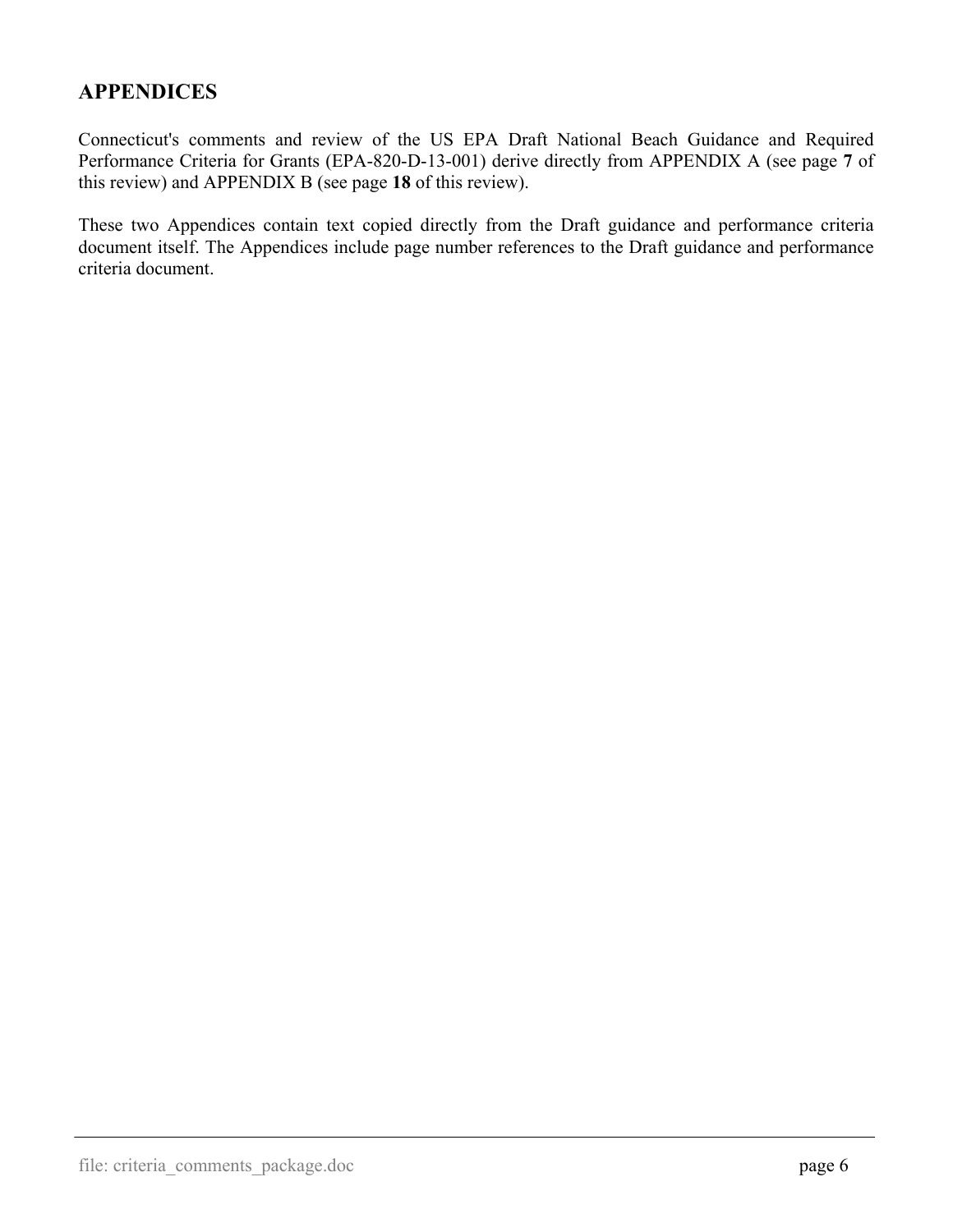## APPENDICES

Connecticut's comments and review of the US EPA Draft National Beach Guidance and Required Performance Criteria for Grants (EPA-820-D-13-001) derive directly from APPENDIX A (see page **7** of this review) and APPENDIX B (see page **18** of this review).

These two Appendices contain text copied directly from the Draft guidance and performance criteria document itself. The Appendices include page number references to the Draft guidance and performance criteria document.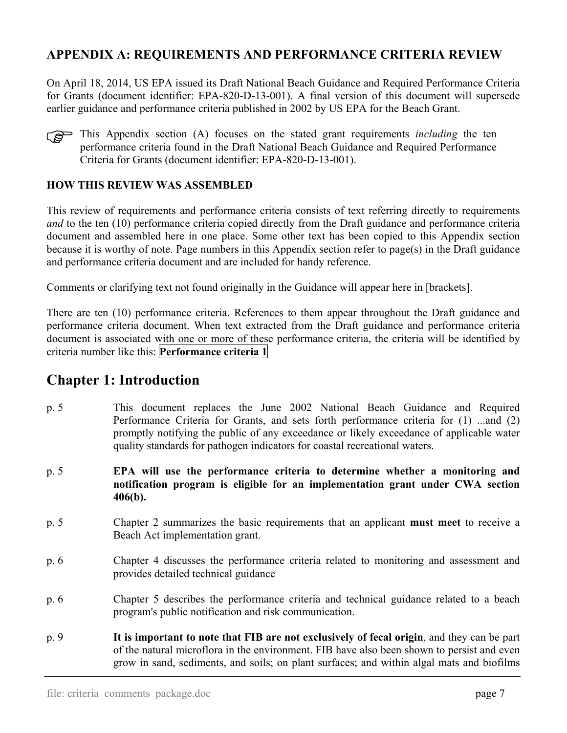## APPENDIX A: REQUIREMENTS AND PERFORMANCE CRITERIA REVIEW

On April 18, 2014, US EPA issued its Draft National Beach Guidance and Required Performance Criteria for Grants (document identifier: EPA-820-D-13-001). A final version of this document will supersede earlier guidance and performance criteria published in 2002 by US EPA for the Beach Grant.

☞ This Appendix section (A) focuses on the stated grant requirements *including* the ten performance criteria found in the Draft National Beach Guidance and Required Performance Criteria for Grants (document identifier: EPA-820-D-13-001).

### HOW THIS REVIEW WAS ASSEMBLED

This review of requirements and performance criteria consists of text referring directly to requirements *and* to the ten (10) performance criteria copied directly from the Draft guidance and performance criteria document and assembled here in one place. Some other text has been copied to this Appendix section because it is worthy of note. Page numbers in this Appendix section refer to page(s) in the Draft guidance and performance criteria document and are included for handy reference.

Comments or clarifying text not found originally in the Guidance will appear here in [brackets].

There are ten (10) performance criteria. References to them appear throughout the Draft guidance and performance criteria document. When text extracted from the Draft guidance and performance criteria document is associated with one or more of these performance criteria, the criteria will be identified by criteria number like this: **Performance criteria 1**

# Chapter 1: Introduction

p. 5 — This document replaces the June 2002 National Beach Guidance and Required Performance Criteria for Grants, and sets forth performance criteria for (1) ...and (2) promptly notifying the public of any exceedance or likely exceedance of applicable water quality standards for pathogen indicators for coastal recreational waters.

p. 5 — **EPA will use the performance criteria to determine whether a monitoring and notification program is eligible for an implementation grant under CWA section 406(b).**

p. 5 — Chapter 2 summarizes the basic requirements that an applicant **must meet** to receive a Beach Act implementation grant.

p. 6 — Chapter 4 discusses the performance criteria related to monitoring and assessment and provides detailed technical guidance

p. 6 — Chapter 5 describes the performance criteria and technical guidance related to a beach program's public notification and risk communication.

p. 9 — **It is important to note that FIB are not exclusively of fecal origin**, and they can be part of the natural microflora in the environment. FIB have also been shown to persist and even grow in sand, sediments, and soils; on plant surfaces; and within algal mats and biofilms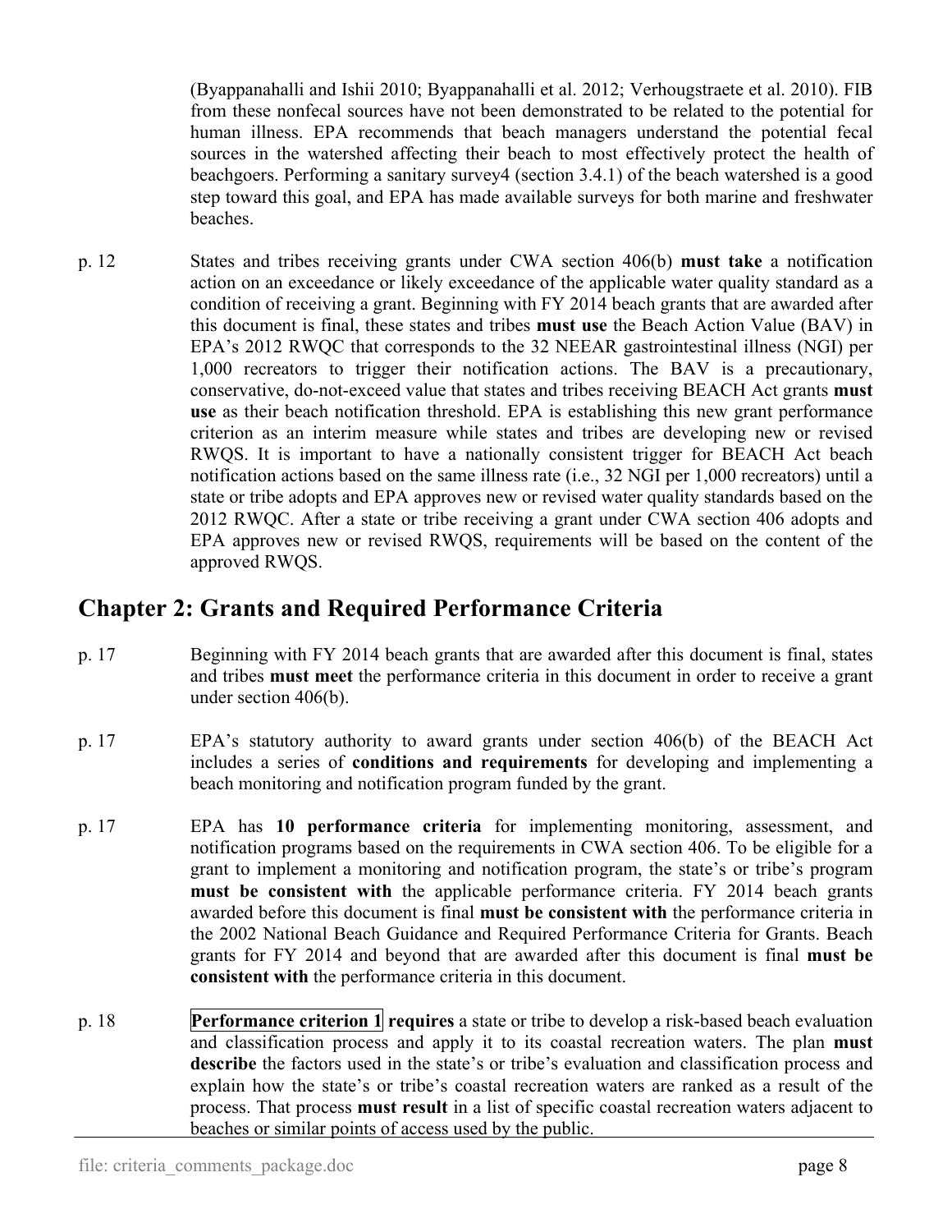(Byappanahalli and Ishii 2010; Byappanahalli et al. 2012; Verhougstraete et al. 2010). FIB from these nonfecal sources have not been demonstrated to be related to the potential for human illness. EPA recommends that beach managers understand the potential fecal sources in the watershed affecting their beach to most effectively protect the health of beachgoers. Performing a sanitary survey4 (section 3.4.1) of the beach watershed is a good step toward this goal, and EPA has made available surveys for both marine and freshwater beaches.

p. 12 States and tribes receiving grants under CWA section 406(b) **must take** a notification action on an exceedance or likely exceedance of the applicable water quality standard as a condition of receiving a grant. Beginning with FY 2014 beach grants that are awarded after this document is final, these states and tribes **must use** the Beach Action Value (BAV) in EPA's 2012 RWQC that corresponds to the 32 NEEAR gastrointestinal illness (NGI) per 1,000 recreators to trigger their notification actions. The BAV is a precautionary, conservative, do-not-exceed value that states and tribes receiving BEACH Act grants **must use** as their beach notification threshold. EPA is establishing this new grant performance criterion as an interim measure while states and tribes are developing new or revised RWQS. It is important to have a nationally consistent trigger for BEACH Act beach notification actions based on the same illness rate (i.e., 32 NGI per 1,000 recreators) until a state or tribe adopts and EPA approves new or revised water quality standards based on the 2012 RWQC. After a state or tribe receiving a grant under CWA section 406 adopts and EPA approves new or revised RWQS, requirements will be based on the content of the approved RWQS.

## Chapter 2: Grants and Required Performance Criteria

p. 17 Beginning with FY 2014 beach grants that are awarded after this document is final, states and tribes **must meet** the performance criteria in this document in order to receive a grant under section 406(b).

p. 17 EPA's statutory authority to award grants under section 406(b) of the BEACH Act includes a series of **conditions and requirements** for developing and implementing a beach monitoring and notification program funded by the grant.

p. 17 EPA has **10 performance criteria** for implementing monitoring, assessment, and notification programs based on the requirements in CWA section 406. To be eligible for a grant to implement a monitoring and notification program, the state's or tribe's program **must be consistent with** the applicable performance criteria. FY 2014 beach grants awarded before this document is final **must be consistent with** the performance criteria in the 2002 National Beach Guidance and Required Performance Criteria for Grants. Beach grants for FY 2014 and beyond that are awarded after this document is final **must be consistent with** the performance criteria in this document.

p. 18 **Performance criterion 1** **requires** a state or tribe to develop a risk-based beach evaluation and classification process and apply it to its coastal recreation waters. The plan **must describe** the factors used in the state's or tribe's evaluation and classification process and explain how the state's or tribe's coastal recreation waters are ranked as a result of the process. That process **must result** in a list of specific coastal recreation waters adjacent to beaches or similar points of access used by the public.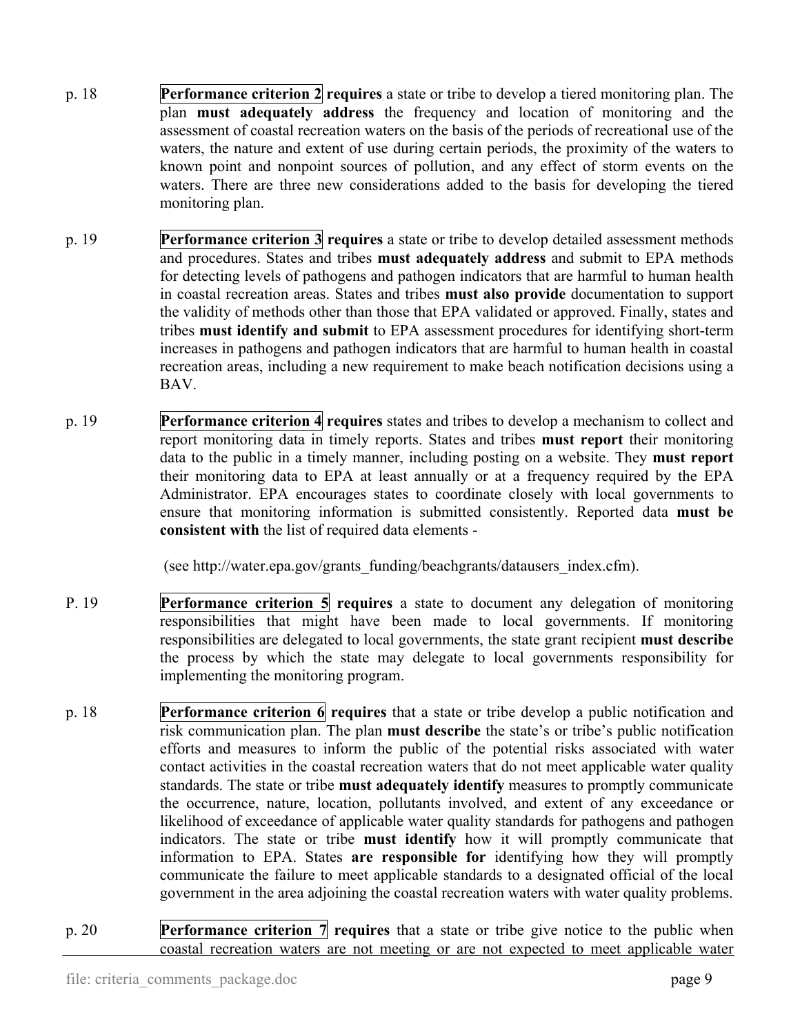p. 18 **Performance criterion 2 requires** a state or tribe to develop a tiered monitoring plan. The plan **must adequately address** the frequency and location of monitoring and the assessment of coastal recreation waters on the basis of the periods of recreational use of the waters, the nature and extent of use during certain periods, the proximity of the waters to known point and nonpoint sources of pollution, and any effect of storm events on the waters. There are three new considerations added to the basis for developing the tiered monitoring plan.

p. 19 **Performance criterion 3 requires** a state or tribe to develop detailed assessment methods and procedures. States and tribes **must adequately address** and submit to EPA methods for detecting levels of pathogens and pathogen indicators that are harmful to human health in coastal recreation areas. States and tribes **must also provide** documentation to support the validity of methods other than those that EPA validated or approved. Finally, states and tribes **must identify and submit** to EPA assessment procedures for identifying short-term increases in pathogens and pathogen indicators that are harmful to human health in coastal recreation areas, including a new requirement to make beach notification decisions using a BAV.

p. 19 **Performance criterion 4 requires** states and tribes to develop a mechanism to collect and report monitoring data in timely reports. States and tribes **must report** their monitoring data to the public in a timely manner, including posting on a website. They **must report** their monitoring data to EPA at least annually or at a frequency required by the EPA Administrator. EPA encourages states to coordinate closely with local governments to ensure that monitoring information is submitted consistently. Reported data **must be consistent with** the list of required data elements -

(see http://water.epa.gov/grants_funding/beachgrants/datausers_index.cfm).

P. 19 **Performance criterion 5 requires** a state to document any delegation of monitoring responsibilities that might have been made to local governments. If monitoring responsibilities are delegated to local governments, the state grant recipient **must describe** the process by which the state may delegate to local governments responsibility for implementing the monitoring program.

p. 18 **Performance criterion 6 requires** that a state or tribe develop a public notification and risk communication plan. The plan **must describe** the state's or tribe's public notification efforts and measures to inform the public of the potential risks associated with water contact activities in the coastal recreation waters that do not meet applicable water quality standards. The state or tribe **must adequately identify** measures to promptly communicate the occurrence, nature, location, pollutants involved, and extent of any exceedance or likelihood of exceedance of applicable water quality standards for pathogens and pathogen indicators. The state or tribe **must identify** how it will promptly communicate that information to EPA. States **are responsible for** identifying how they will promptly communicate the failure to meet applicable standards to a designated official of the local government in the area adjoining the coastal recreation waters with water quality problems.

p. 20 **Performance criterion 7 requires** that a state or tribe give notice to the public when coastal recreation waters are not meeting or are not expected to meet applicable water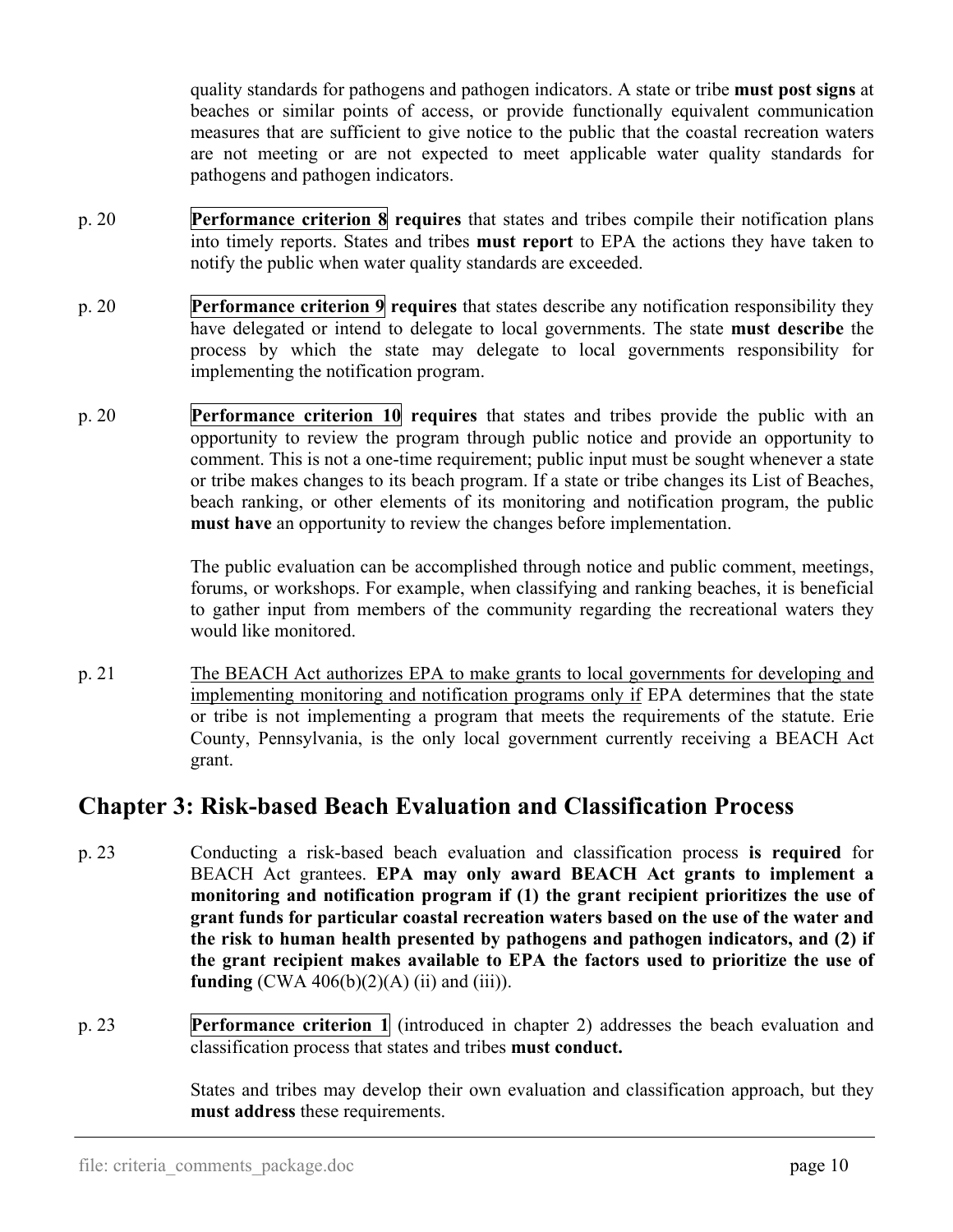quality standards for pathogens and pathogen indicators. A state or tribe **must post signs** at beaches or similar points of access, or provide functionally equivalent communication measures that are sufficient to give notice to the public that the coastal recreation waters are not meeting or are not expected to meet applicable water quality standards for pathogens and pathogen indicators.

p. 20 **Performance criterion 8** **requires** that states and tribes compile their notification plans into timely reports. States and tribes **must report** to EPA the actions they have taken to notify the public when water quality standards are exceeded.

p. 20 **Performance criterion 9** **requires** that states describe any notification responsibility they have delegated or intend to delegate to local governments. The state **must describe** the process by which the state may delegate to local governments responsibility for implementing the notification program.

p. 20 **Performance criterion 10** **requires** that states and tribes provide the public with an opportunity to review the program through public notice and provide an opportunity to comment. This is not a one-time requirement; public input must be sought whenever a state or tribe makes changes to its beach program. If a state or tribe changes its List of Beaches, beach ranking, or other elements of its monitoring and notification program, the public **must have** an opportunity to review the changes before implementation.

The public evaluation can be accomplished through notice and public comment, meetings, forums, or workshops. For example, when classifying and ranking beaches, it is beneficial to gather input from members of the community regarding the recreational waters they would like monitored.

p. 21 The BEACH Act authorizes EPA to make grants to local governments for developing and implementing monitoring and notification programs only if EPA determines that the state or tribe is not implementing a program that meets the requirements of the statute. Erie County, Pennsylvania, is the only local government currently receiving a BEACH Act grant.

## Chapter 3: Risk-based Beach Evaluation and Classification Process

p. 23 Conducting a risk-based beach evaluation and classification process **is required** for BEACH Act grantees. **EPA may only award BEACH Act grants to implement a monitoring and notification program if (1) the grant recipient prioritizes the use of grant funds for particular coastal recreation waters based on the use of the water and the risk to human health presented by pathogens and pathogen indicators, and (2) if the grant recipient makes available to EPA the factors used to prioritize the use of funding** (CWA 406(b)(2)(A) (ii) and (iii)).

p. 23 **Performance criterion 1** (introduced in chapter 2) addresses the beach evaluation and classification process that states and tribes **must conduct.**

States and tribes may develop their own evaluation and classification approach, but they **must address** these requirements.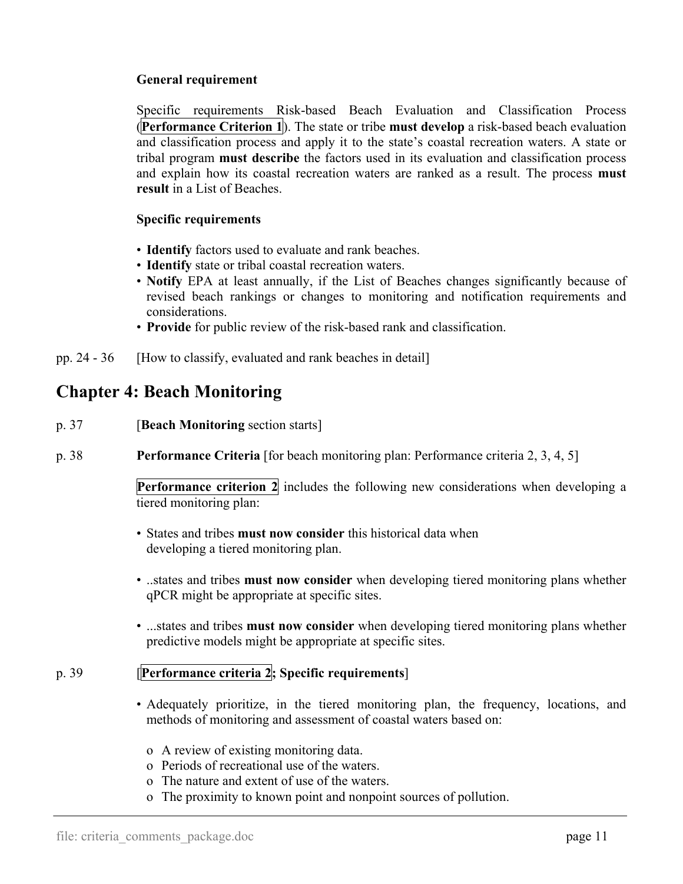**General requirement**

Specific requirements Risk-based Beach Evaluation and Classification Process (**Performance Criterion 1**). The state or tribe **must develop** a risk-based beach evaluation and classification process and apply it to the state's coastal recreation waters. A state or tribal program **must describe** the factors used in its evaluation and classification process and explain how its coastal recreation waters are ranked as a result. The process **must result** in a List of Beaches.

**Specific requirements**

- **Identify** factors used to evaluate and rank beaches.
- **Identify** state or tribal coastal recreation waters.
- **Notify** EPA at least annually, if the List of Beaches changes significantly because of revised beach rankings or changes to monitoring and notification requirements and considerations.
- **Provide** for public review of the risk-based rank and classification.

pp. 24 - 36 [How to classify, evaluated and rank beaches in detail]

## Chapter 4: Beach Monitoring

p. 37 [**Beach Monitoring** section starts]

p. 38 **Performance Criteria** [for beach monitoring plan: Performance criteria 2, 3, 4, 5]

**Performance criterion 2** includes the following new considerations when developing a tiered monitoring plan:

- States and tribes **must now consider** this historical data when developing a tiered monitoring plan.
- ..states and tribes **must now consider** when developing tiered monitoring plans whether qPCR might be appropriate at specific sites.
- ...states and tribes **must now consider** when developing tiered monitoring plans whether predictive models might be appropriate at specific sites.

p. 39 [**Performance criteria 2; Specific requirements**]

- Adequately prioritize, in the tiered monitoring plan, the frequency, locations, and methods of monitoring and assessment of coastal waters based on:
  - o A review of existing monitoring data.
  - o Periods of recreational use of the waters.
  - o The nature and extent of use of the waters.
  - o The proximity to known point and nonpoint sources of pollution.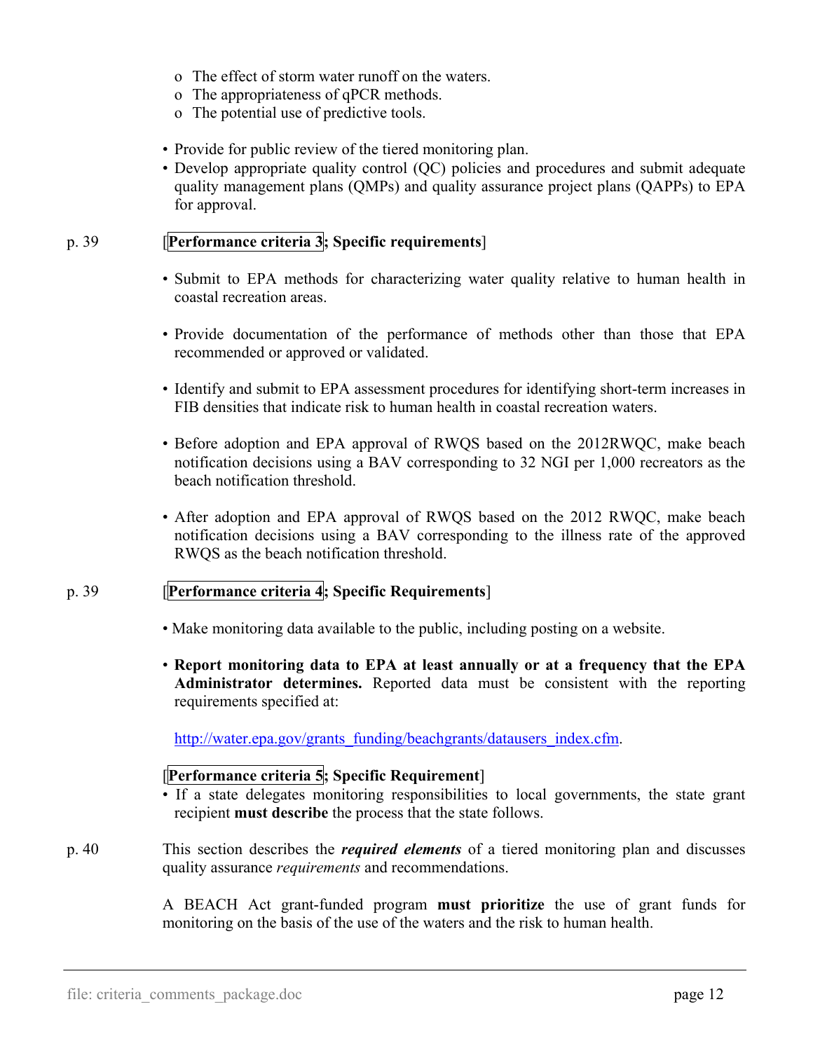- The effect of storm water runoff on the waters.
- The appropriateness of qPCR methods.
- The potential use of predictive tools.

- Provide for public review of the tiered monitoring plan.
- Develop appropriate quality control (QC) policies and procedures and submit adequate quality management plans (QMPs) and quality assurance project plans (QAPPs) to EPA for approval.

p. 39 [**Performance criteria 3; Specific requirements**]

- Submit to EPA methods for characterizing water quality relative to human health in coastal recreation areas.

- Provide documentation of the performance of methods other than those that EPA recommended or approved or validated.

- Identify and submit to EPA assessment procedures for identifying short-term increases in FIB densities that indicate risk to human health in coastal recreation waters.

- Before adoption and EPA approval of RWQS based on the 2012RWQC, make beach notification decisions using a BAV corresponding to 32 NGI per 1,000 recreators as the beach notification threshold.

- After adoption and EPA approval of RWQS based on the 2012 RWQC, make beach notification decisions using a BAV corresponding to the illness rate of the approved RWQS as the beach notification threshold.

p. 39 [**Performance criteria 4; Specific Requirements**]

- Make monitoring data available to the public, including posting on a website.

- **Report monitoring data to EPA at least annually or at a frequency that the EPA Administrator determines.** Reported data must be consistent with the reporting requirements specified at:

  http://water.epa.gov/grants_funding/beachgrants/datausers_index.cfm.

[**Performance criteria 5; Specific Requirement**]

- If a state delegates monitoring responsibilities to local governments, the state grant recipient **must describe** the process that the state follows.

p. 40 This section describes the ***required elements*** of a tiered monitoring plan and discusses quality assurance *requirements* and recommendations.

A BEACH Act grant-funded program **must prioritize** the use of grant funds for monitoring on the basis of the use of the waters and the risk to human health.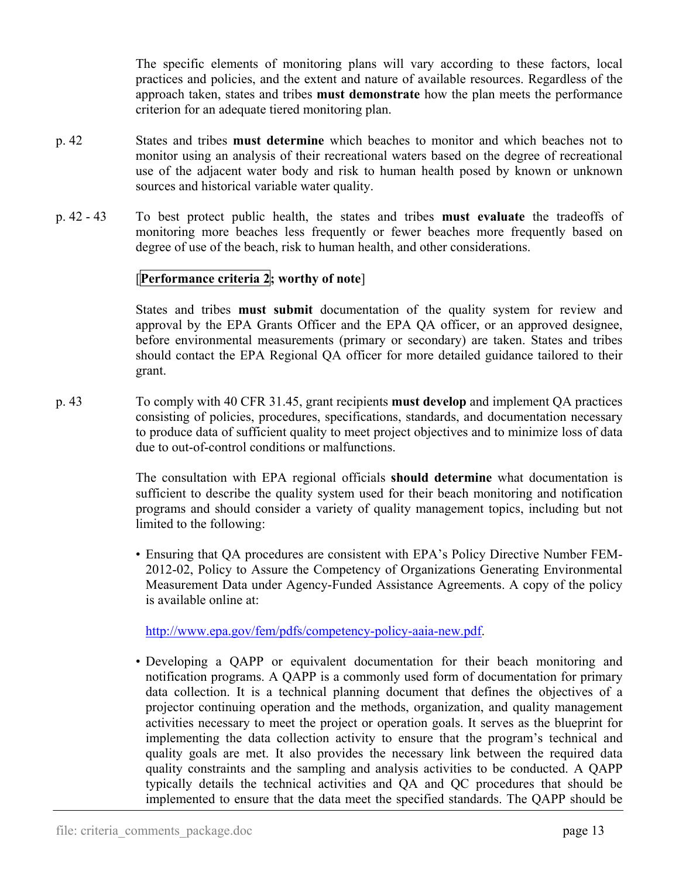The specific elements of monitoring plans will vary according to these factors, local practices and policies, and the extent and nature of available resources. Regardless of the approach taken, states and tribes **must demonstrate** how the plan meets the performance criterion for an adequate tiered monitoring plan.

p. 42 States and tribes **must determine** which beaches to monitor and which beaches not to monitor using an analysis of their recreational waters based on the degree of recreational use of the adjacent water body and risk to human health posed by known or unknown sources and historical variable water quality.

p. 42 - 43 To best protect public health, the states and tribes **must evaluate** the tradeoffs of monitoring more beaches less frequently or fewer beaches more frequently based on degree of use of the beach, risk to human health, and other considerations.

[**Performance criteria 2; worthy of note**]

States and tribes **must submit** documentation of the quality system for review and approval by the EPA Grants Officer and the EPA QA officer, or an approved designee, before environmental measurements (primary or secondary) are taken. States and tribes should contact the EPA Regional QA officer for more detailed guidance tailored to their grant.

p. 43 To comply with 40 CFR 31.45, grant recipients **must develop** and implement QA practices consisting of policies, procedures, specifications, standards, and documentation necessary to produce data of sufficient quality to meet project objectives and to minimize loss of data due to out-of-control conditions or malfunctions.

The consultation with EPA regional officials **should determine** what documentation is sufficient to describe the quality system used for their beach monitoring and notification programs and should consider a variety of quality management topics, including but not limited to the following:

- Ensuring that QA procedures are consistent with EPA's Policy Directive Number FEM-2012-02, Policy to Assure the Competency of Organizations Generating Environmental Measurement Data under Agency-Funded Assistance Agreements. A copy of the policy is available online at:

  http://www.epa.gov/fem/pdfs/competency-policy-aaia-new.pdf.

- Developing a QAPP or equivalent documentation for their beach monitoring and notification programs. A QAPP is a commonly used form of documentation for primary data collection. It is a technical planning document that defines the objectives of a projector continuing operation and the methods, organization, and quality management activities necessary to meet the project or operation goals. It serves as the blueprint for implementing the data collection activity to ensure that the program's technical and quality goals are met. It also provides the necessary link between the required data quality constraints and the sampling and analysis activities to be conducted. A QAPP typically details the technical activities and QA and QC procedures that should be implemented to ensure that the data meet the specified standards. The QAPP should be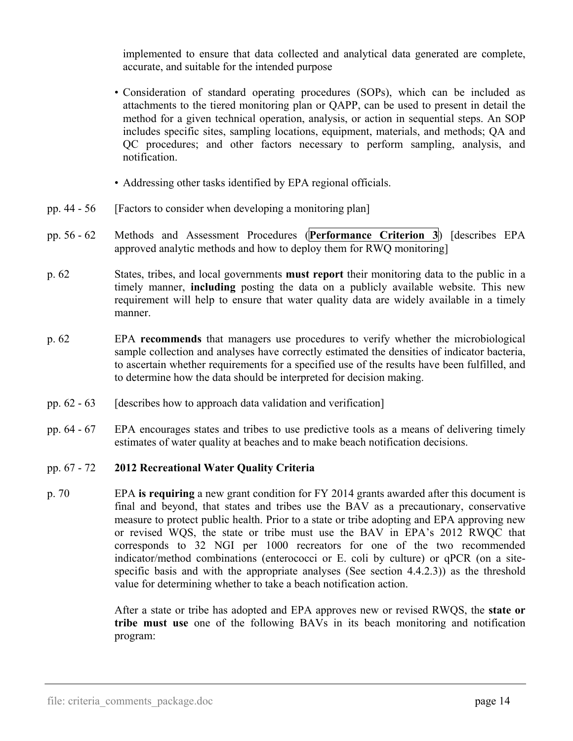implemented to ensure that data collected and analytical data generated are complete, accurate, and suitable for the intended purpose

- Consideration of standard operating procedures (SOPs), which can be included as attachments to the tiered monitoring plan or QAPP, can be used to present in detail the method for a given technical operation, analysis, or action in sequential steps. An SOP includes specific sites, sampling locations, equipment, materials, and methods; QA and QC procedures; and other factors necessary to perform sampling, analysis, and notification.
- Addressing other tasks identified by EPA regional officials.

pp. 44 - 56 [Factors to consider when developing a monitoring plan]

pp. 56 - 62 Methods and Assessment Procedures (**Performance Criterion 3**) [describes EPA approved analytic methods and how to deploy them for RWQ monitoring]

p. 62 States, tribes, and local governments **must report** their monitoring data to the public in a timely manner, **including** posting the data on a publicly available website. This new requirement will help to ensure that water quality data are widely available in a timely manner.

p. 62 EPA **recommends** that managers use procedures to verify whether the microbiological sample collection and analyses have correctly estimated the densities of indicator bacteria, to ascertain whether requirements for a specified use of the results have been fulfilled, and to determine how the data should be interpreted for decision making.

pp. 62 - 63 [describes how to approach data validation and verification]

pp. 64 - 67 EPA encourages states and tribes to use predictive tools as a means of delivering timely estimates of water quality at beaches and to make beach notification decisions.

pp. 67 - 72 **2012 Recreational Water Quality Criteria**

p. 70 EPA **is requiring** a new grant condition for FY 2014 grants awarded after this document is final and beyond, that states and tribes use the BAV as a precautionary, conservative measure to protect public health. Prior to a state or tribe adopting and EPA approving new or revised WQS, the state or tribe must use the BAV in EPA's 2012 RWQC that corresponds to 32 NGI per 1000 recreators for one of the two recommended indicator/method combinations (enterococci or E. coli by culture) or qPCR (on a site-specific basis and with the appropriate analyses (See section 4.4.2.3)) as the threshold value for determining whether to take a beach notification action.

After a state or tribe has adopted and EPA approves new or revised RWQS, the **state or tribe must use** one of the following BAVs in its beach monitoring and notification program: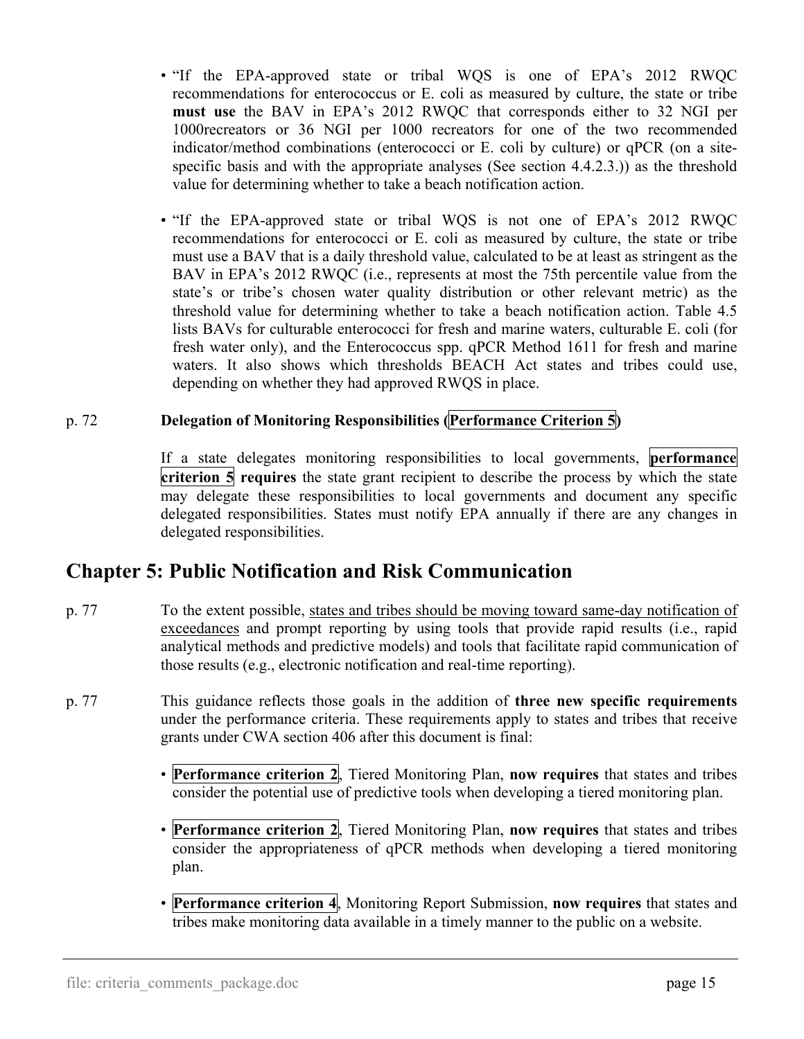- "If the EPA-approved state or tribal WQS is one of EPA's 2012 RWQC recommendations for enterococcus or E. coli as measured by culture, the state or tribe **must use** the BAV in EPA's 2012 RWQC that corresponds either to 32 NGI per 1000recreators or 36 NGI per 1000 recreators for one of the two recommended indicator/method combinations (enterococci or E. coli by culture) or qPCR (on a site-specific basis and with the appropriate analyses (See section 4.4.2.3.)) as the threshold value for determining whether to take a beach notification action.

- "If the EPA-approved state or tribal WQS is not one of EPA's 2012 RWQC recommendations for enterococci or E. coli as measured by culture, the state or tribe must use a BAV that is a daily threshold value, calculated to be at least as stringent as the BAV in EPA's 2012 RWQC (i.e., represents at most the 75th percentile value from the state's or tribe's chosen water quality distribution or other relevant metric) as the threshold value for determining whether to take a beach notification action. Table 4.5 lists BAVs for culturable enterococci for fresh and marine waters, culturable E. coli (for fresh water only), and the Enterococcus spp. qPCR Method 1611 for fresh and marine waters. It also shows which thresholds BEACH Act states and tribes could use, depending on whether they had approved RWQS in place.

p. 72 **Delegation of Monitoring Responsibilities (Performance Criterion 5)**

If a state delegates monitoring responsibilities to local governments, **performance criterion 5 requires** the state grant recipient to describe the process by which the state may delegate these responsibilities to local governments and document any specific delegated responsibilities. States must notify EPA annually if there are any changes in delegated responsibilities.

## Chapter 5: Public Notification and Risk Communication

p. 77 To the extent possible, states and tribes should be moving toward same-day notification of exceedances and prompt reporting by using tools that provide rapid results (i.e., rapid analytical methods and predictive models) and tools that facilitate rapid communication of those results (e.g., electronic notification and real-time reporting).

p. 77 This guidance reflects those goals in the addition of **three new specific requirements** under the performance criteria. These requirements apply to states and tribes that receive grants under CWA section 406 after this document is final:

- **Performance criterion 2**, Tiered Monitoring Plan, **now requires** that states and tribes consider the potential use of predictive tools when developing a tiered monitoring plan.

- **Performance criterion 2**, Tiered Monitoring Plan, **now requires** that states and tribes consider the appropriateness of qPCR methods when developing a tiered monitoring plan.

- **Performance criterion 4**, Monitoring Report Submission, **now requires** that states and tribes make monitoring data available in a timely manner to the public on a website.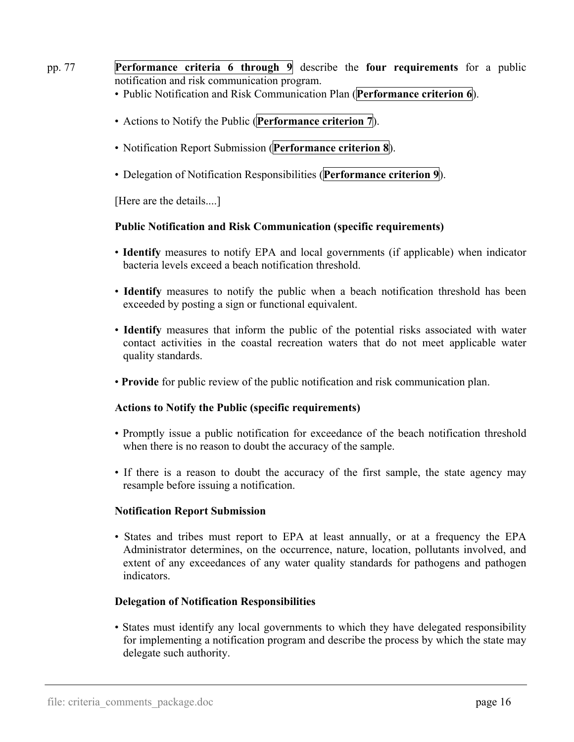pp. 77 **Performance criteria 6 through 9** describe the **four requirements** for a public notification and risk communication program.

- Public Notification and Risk Communication Plan (**Performance criterion 6**).
- Actions to Notify the Public (**Performance criterion 7**).
- Notification Report Submission (**Performance criterion 8**).
- Delegation of Notification Responsibilities (**Performance criterion 9**).

[Here are the details....]

**Public Notification and Risk Communication (specific requirements)**

- **Identify** measures to notify EPA and local governments (if applicable) when indicator bacteria levels exceed a beach notification threshold.
- **Identify** measures to notify the public when a beach notification threshold has been exceeded by posting a sign or functional equivalent.
- **Identify** measures that inform the public of the potential risks associated with water contact activities in the coastal recreation waters that do not meet applicable water quality standards.
- **Provide** for public review of the public notification and risk communication plan.

**Actions to Notify the Public (specific requirements)**

- Promptly issue a public notification for exceedance of the beach notification threshold when there is no reason to doubt the accuracy of the sample.
- If there is a reason to doubt the accuracy of the first sample, the state agency may resample before issuing a notification.

**Notification Report Submission**

- States and tribes must report to EPA at least annually, or at a frequency the EPA Administrator determines, on the occurrence, nature, location, pollutants involved, and extent of any exceedances of any water quality standards for pathogens and pathogen indicators.

**Delegation of Notification Responsibilities**

- States must identify any local governments to which they have delegated responsibility for implementing a notification program and describe the process by which the state may delegate such authority.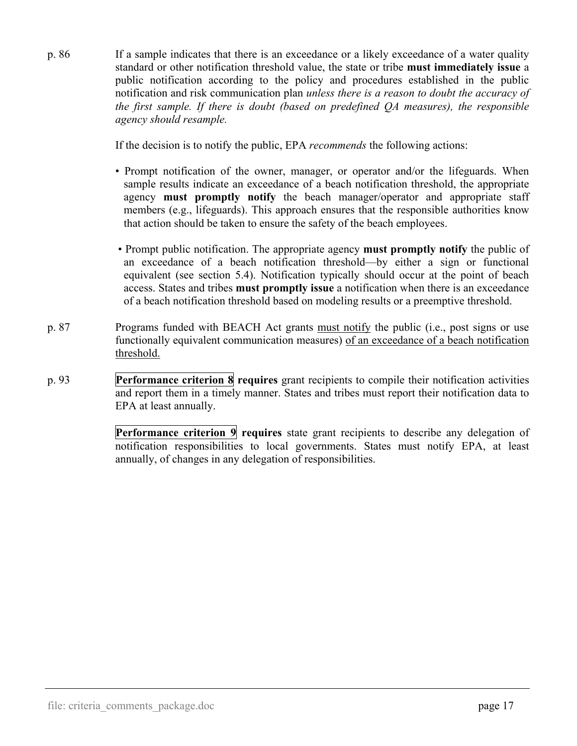p. 86 If a sample indicates that there is an exceedance or a likely exceedance of a water quality standard or other notification threshold value, the state or tribe **must immediately issue** a public notification according to the policy and procedures established in the public notification and risk communication plan *unless there is a reason to doubt the accuracy of the first sample. If there is doubt (based on predefined QA measures), the responsible agency should resample.*

If the decision is to notify the public, EPA *recommends* the following actions:

- Prompt notification of the owner, manager, or operator and/or the lifeguards. When sample results indicate an exceedance of a beach notification threshold, the appropriate agency **must promptly notify** the beach manager/operator and appropriate staff members (e.g., lifeguards). This approach ensures that the responsible authorities know that action should be taken to ensure the safety of the beach employees.

- Prompt public notification. The appropriate agency **must promptly notify** the public of an exceedance of a beach notification threshold—by either a sign or functional equivalent (see section 5.4). Notification typically should occur at the point of beach access. States and tribes **must promptly issue** a notification when there is an exceedance of a beach notification threshold based on modeling results or a preemptive threshold.

p. 87 Programs funded with BEACH Act grants <u>must notify</u> the public (i.e., post signs or use functionally equivalent communication measures) <u>of an exceedance of a beach notification threshold.</u>

p. 93 **Performance criterion 8 requires** grant recipients to compile their notification activities and report them in a timely manner. States and tribes must report their notification data to EPA at least annually.

**Performance criterion 9 requires** state grant recipients to describe any delegation of notification responsibilities to local governments. States must notify EPA, at least annually, of changes in any delegation of responsibilities.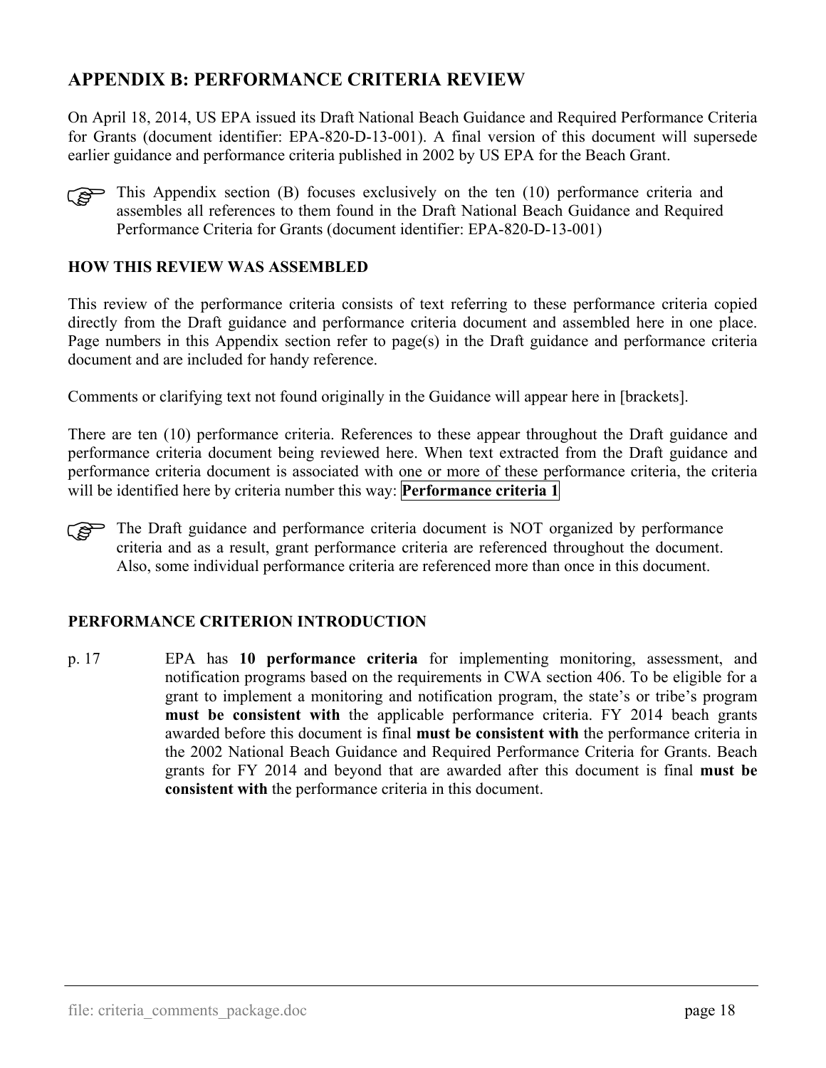## APPENDIX B: PERFORMANCE CRITERIA REVIEW

On April 18, 2014, US EPA issued its Draft National Beach Guidance and Required Performance Criteria for Grants (document identifier: EPA-820-D-13-001). A final version of this document will supersede earlier guidance and performance criteria published in 2002 by US EPA for the Beach Grant.

☞ This Appendix section (B) focuses exclusively on the ten (10) performance criteria and assembles all references to them found in the Draft National Beach Guidance and Required Performance Criteria for Grants (document identifier: EPA-820-D-13-001)

### HOW THIS REVIEW WAS ASSEMBLED

This review of the performance criteria consists of text referring to these performance criteria copied directly from the Draft guidance and performance criteria document and assembled here in one place. Page numbers in this Appendix section refer to page(s) in the Draft guidance and performance criteria document and are included for handy reference.

Comments or clarifying text not found originally in the Guidance will appear here in [brackets].

There are ten (10) performance criteria. References to these appear throughout the Draft guidance and performance criteria document being reviewed here. When text extracted from the Draft guidance and performance criteria document is associated with one or more of these performance criteria, the criteria will be identified here by criteria number this way: **Performance criteria 1**

☞ The Draft guidance and performance criteria document is NOT organized by performance criteria and as a result, grant performance criteria are referenced throughout the document. Also, some individual performance criteria are referenced more than once in this document.

### PERFORMANCE CRITERION INTRODUCTION

p. 17 EPA has **10 performance criteria** for implementing monitoring, assessment, and notification programs based on the requirements in CWA section 406. To be eligible for a grant to implement a monitoring and notification program, the state's or tribe's program **must be consistent with** the applicable performance criteria. FY 2014 beach grants awarded before this document is final **must be consistent with** the performance criteria in the 2002 National Beach Guidance and Required Performance Criteria for Grants. Beach grants for FY 2014 and beyond that are awarded after this document is final **must be consistent with** the performance criteria in this document.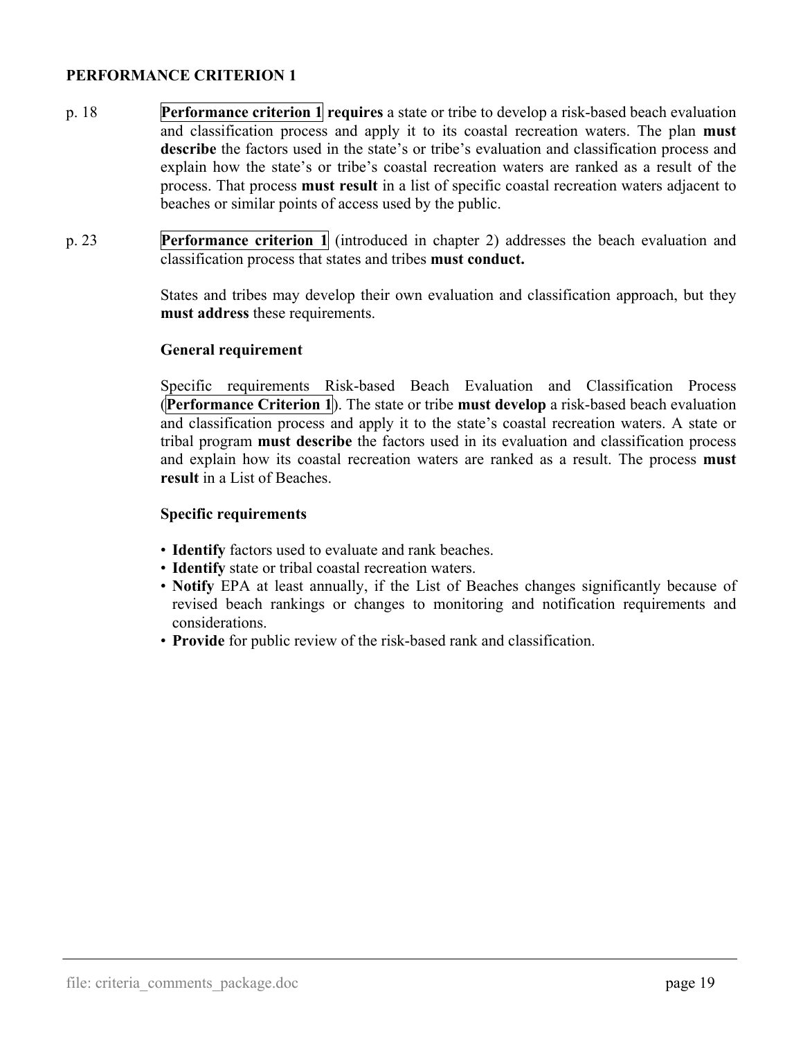**PERFORMANCE CRITERION 1**

p. 18 **Performance criterion 1** **requires** a state or tribe to develop a risk-based beach evaluation and classification process and apply it to its coastal recreation waters. The plan **must describe** the factors used in the state's or tribe's evaluation and classification process and explain how the state's or tribe's coastal recreation waters are ranked as a result of the process. That process **must result** in a list of specific coastal recreation waters adjacent to beaches or similar points of access used by the public.

p. 23 **Performance criterion 1** (introduced in chapter 2) addresses the beach evaluation and classification process that states and tribes **must conduct.**

States and tribes may develop their own evaluation and classification approach, but they **must address** these requirements.

**General requirement**

Specific requirements Risk-based Beach Evaluation and Classification Process (**Performance Criterion 1**). The state or tribe **must develop** a risk-based beach evaluation and classification process and apply it to the state's coastal recreation waters. A state or tribal program **must describe** the factors used in its evaluation and classification process and explain how its coastal recreation waters are ranked as a result. The process **must result** in a List of Beaches.

**Specific requirements**

- **Identify** factors used to evaluate and rank beaches.
- **Identify** state or tribal coastal recreation waters.
- **Notify** EPA at least annually, if the List of Beaches changes significantly because of revised beach rankings or changes to monitoring and notification requirements and considerations.
- **Provide** for public review of the risk-based rank and classification.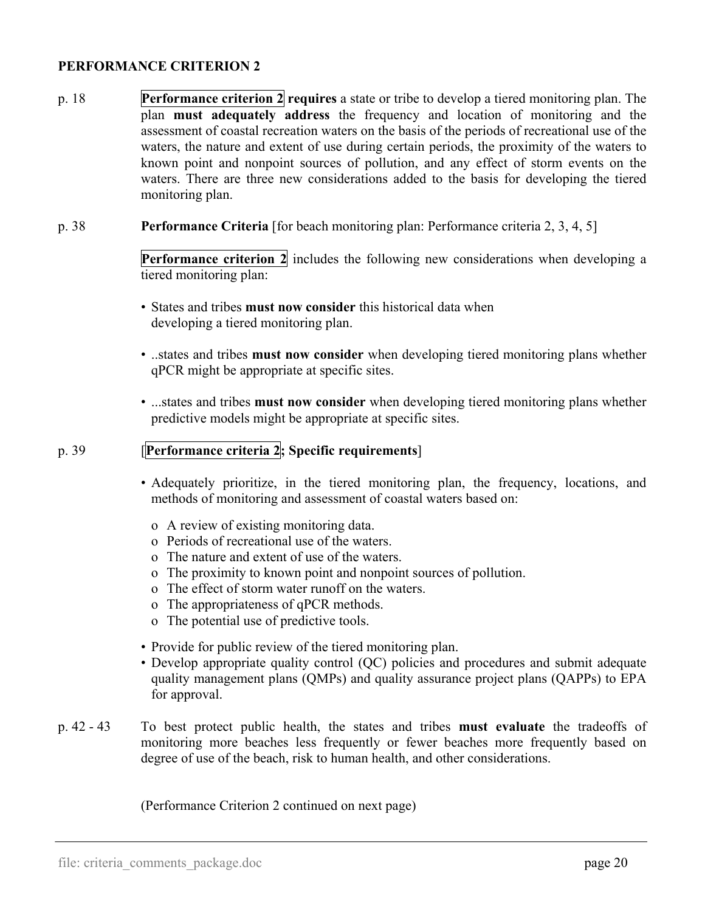**PERFORMANCE CRITERION 2**

p. 18 **Performance criterion 2 requires** a state or tribe to develop a tiered monitoring plan. The plan **must adequately address** the frequency and location of monitoring and the assessment of coastal recreation waters on the basis of the periods of recreational use of the waters, the nature and extent of use during certain periods, the proximity of the waters to known point and nonpoint sources of pollution, and any effect of storm events on the waters. There are three new considerations added to the basis for developing the tiered monitoring plan.

p. 38 **Performance Criteria** [for beach monitoring plan: Performance criteria 2, 3, 4, 5]

**Performance criterion 2** includes the following new considerations when developing a tiered monitoring plan:

- States and tribes **must now consider** this historical data when developing a tiered monitoring plan.
- ..states and tribes **must now consider** when developing tiered monitoring plans whether qPCR might be appropriate at specific sites.
- ...states and tribes **must now consider** when developing tiered monitoring plans whether predictive models might be appropriate at specific sites.

p. 39 [**Performance criteria 2; Specific requirements**]

- Adequately prioritize, in the tiered monitoring plan, the frequency, locations, and methods of monitoring and assessment of coastal waters based on:
  - A review of existing monitoring data.
  - Periods of recreational use of the waters.
  - The nature and extent of use of the waters.
  - The proximity to known point and nonpoint sources of pollution.
  - The effect of storm water runoff on the waters.
  - The appropriateness of qPCR methods.
  - The potential use of predictive tools.
- Provide for public review of the tiered monitoring plan.
- Develop appropriate quality control (QC) policies and procedures and submit adequate quality management plans (QMPs) and quality assurance project plans (QAPPs) to EPA for approval.

p. 42 - 43 To best protect public health, the states and tribes **must evaluate** the tradeoffs of monitoring more beaches less frequently or fewer beaches more frequently based on degree of use of the beach, risk to human health, and other considerations.

(Performance Criterion 2 continued on next page)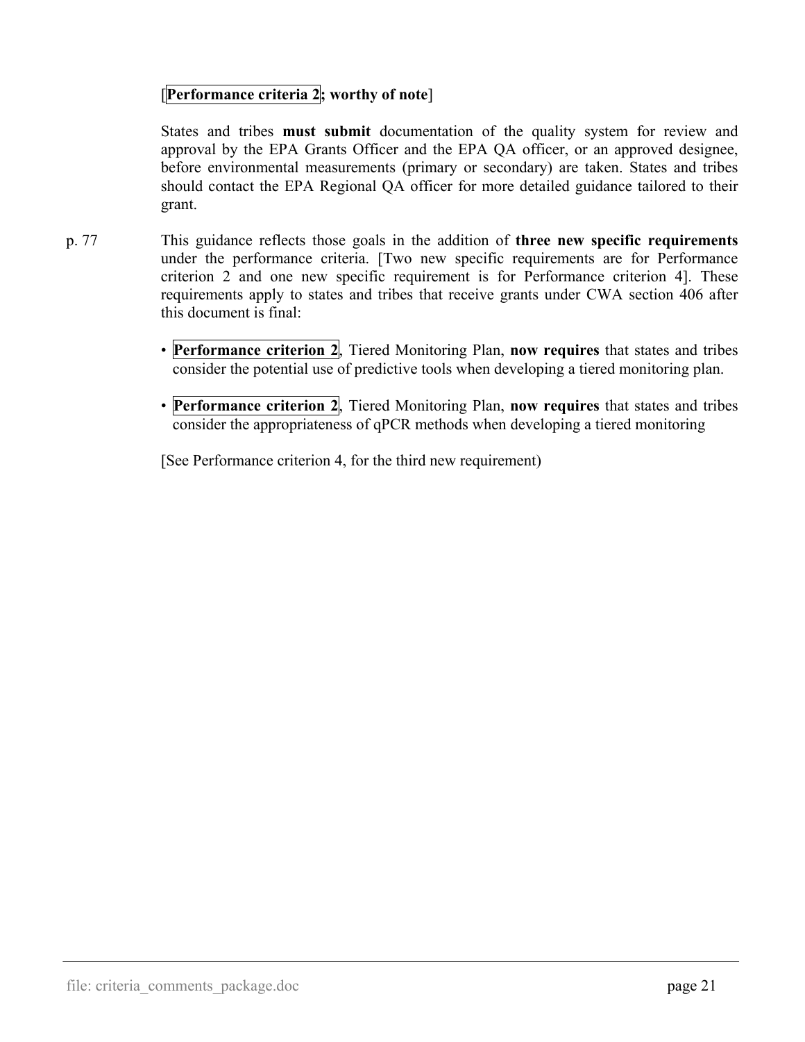[**Performance criteria 2; worthy of note**]

States and tribes **must submit** documentation of the quality system for review and approval by the EPA Grants Officer and the EPA QA officer, or an approved designee, before environmental measurements (primary or secondary) are taken. States and tribes should contact the EPA Regional QA officer for more detailed guidance tailored to their grant.

p. 77 This guidance reflects those goals in the addition of **three new specific requirements** under the performance criteria. [Two new specific requirements are for Performance criterion 2 and one new specific requirement is for Performance criterion 4]. These requirements apply to states and tribes that receive grants under CWA section 406 after this document is final:

- **Performance criterion 2**, Tiered Monitoring Plan, **now requires** that states and tribes consider the potential use of predictive tools when developing a tiered monitoring plan.
- **Performance criterion 2**, Tiered Monitoring Plan, **now requires** that states and tribes consider the appropriateness of qPCR methods when developing a tiered monitoring

[See Performance criterion 4, for the third new requirement)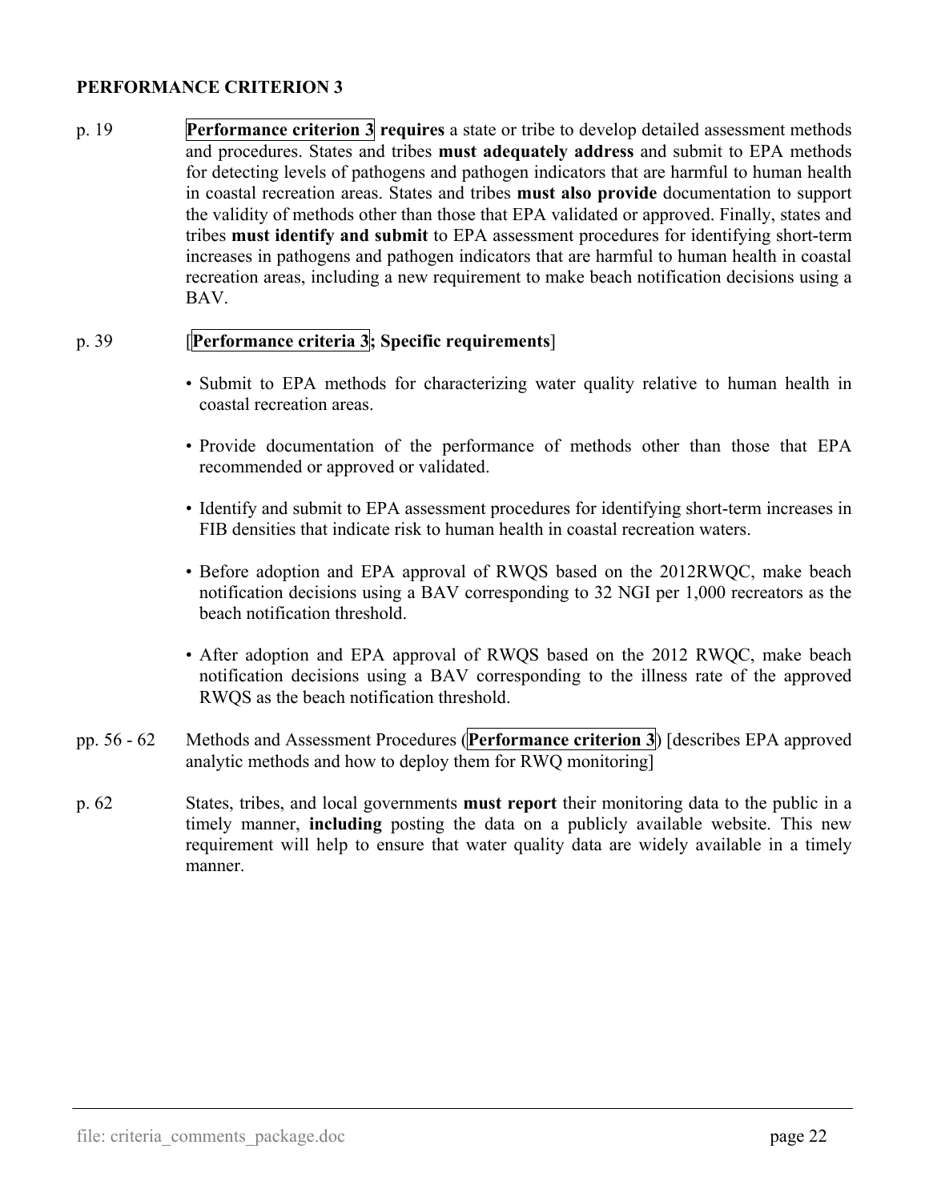**PERFORMANCE CRITERION 3**

p. 19 — **Performance criterion 3 requires** a state or tribe to develop detailed assessment methods and procedures. States and tribes **must adequately address** and submit to EPA methods for detecting levels of pathogens and pathogen indicators that are harmful to human health in coastal recreation areas. States and tribes **must also provide** documentation to support the validity of methods other than those that EPA validated or approved. Finally, states and tribes **must identify and submit** to EPA assessment procedures for identifying short-term increases in pathogens and pathogen indicators that are harmful to human health in coastal recreation areas, including a new requirement to make beach notification decisions using a BAV.

p. 39 — [**Performance criteria 3; Specific requirements**]

- Submit to EPA methods for characterizing water quality relative to human health in coastal recreation areas.
- Provide documentation of the performance of methods other than those that EPA recommended or approved or validated.
- Identify and submit to EPA assessment procedures for identifying short-term increases in FIB densities that indicate risk to human health in coastal recreation waters.
- Before adoption and EPA approval of RWQS based on the 2012RWQC, make beach notification decisions using a BAV corresponding to 32 NGI per 1,000 recreators as the beach notification threshold.
- After adoption and EPA approval of RWQS based on the 2012 RWQC, make beach notification decisions using a BAV corresponding to the illness rate of the approved RWQS as the beach notification threshold.

pp. 56 - 62 — Methods and Assessment Procedures (**Performance criterion 3**) [describes EPA approved analytic methods and how to deploy them for RWQ monitoring]

p. 62 — States, tribes, and local governments **must report** their monitoring data to the public in a timely manner, **including** posting the data on a publicly available website. This new requirement will help to ensure that water quality data are widely available in a timely manner.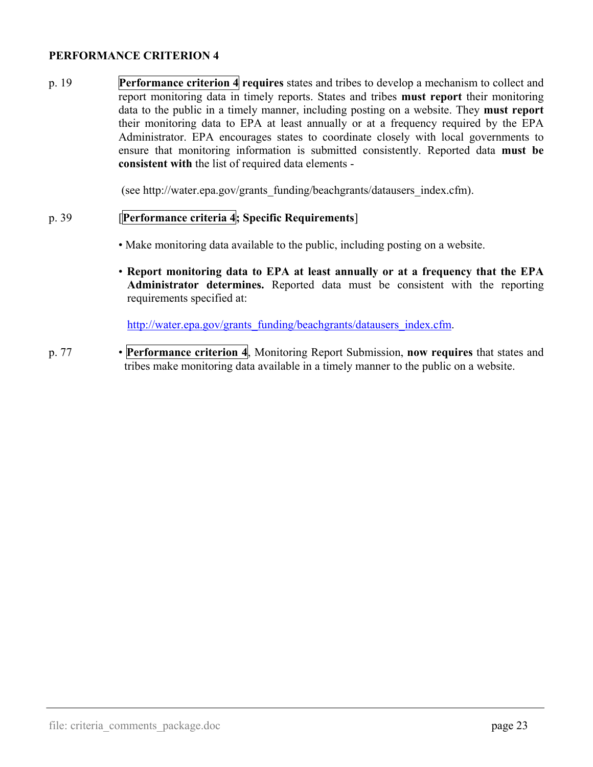**PERFORMANCE CRITERION 4**

p. 19 — **Performance criterion 4** **requires** states and tribes to develop a mechanism to collect and report monitoring data in timely reports. States and tribes **must report** their monitoring data to the public in a timely manner, including posting on a website. They **must report** their monitoring data to EPA at least annually or at a frequency required by the EPA Administrator. EPA encourages states to coordinate closely with local governments to ensure that monitoring information is submitted consistently. Reported data **must be consistent with** the list of required data elements -

(see http://water.epa.gov/grants_funding/beachgrants/datausers_index.cfm).

p. 39 — [**Performance criteria 4; Specific Requirements**]

- Make monitoring data available to the public, including posting on a website.
- **Report monitoring data to EPA at least annually or at a frequency that the EPA Administrator determines.** Reported data must be consistent with the reporting requirements specified at:

  http://water.epa.gov/grants_funding/beachgrants/datausers_index.cfm.

p. 77

- **Performance criterion 4**, Monitoring Report Submission, **now requires** that states and tribes make monitoring data available in a timely manner to the public on a website.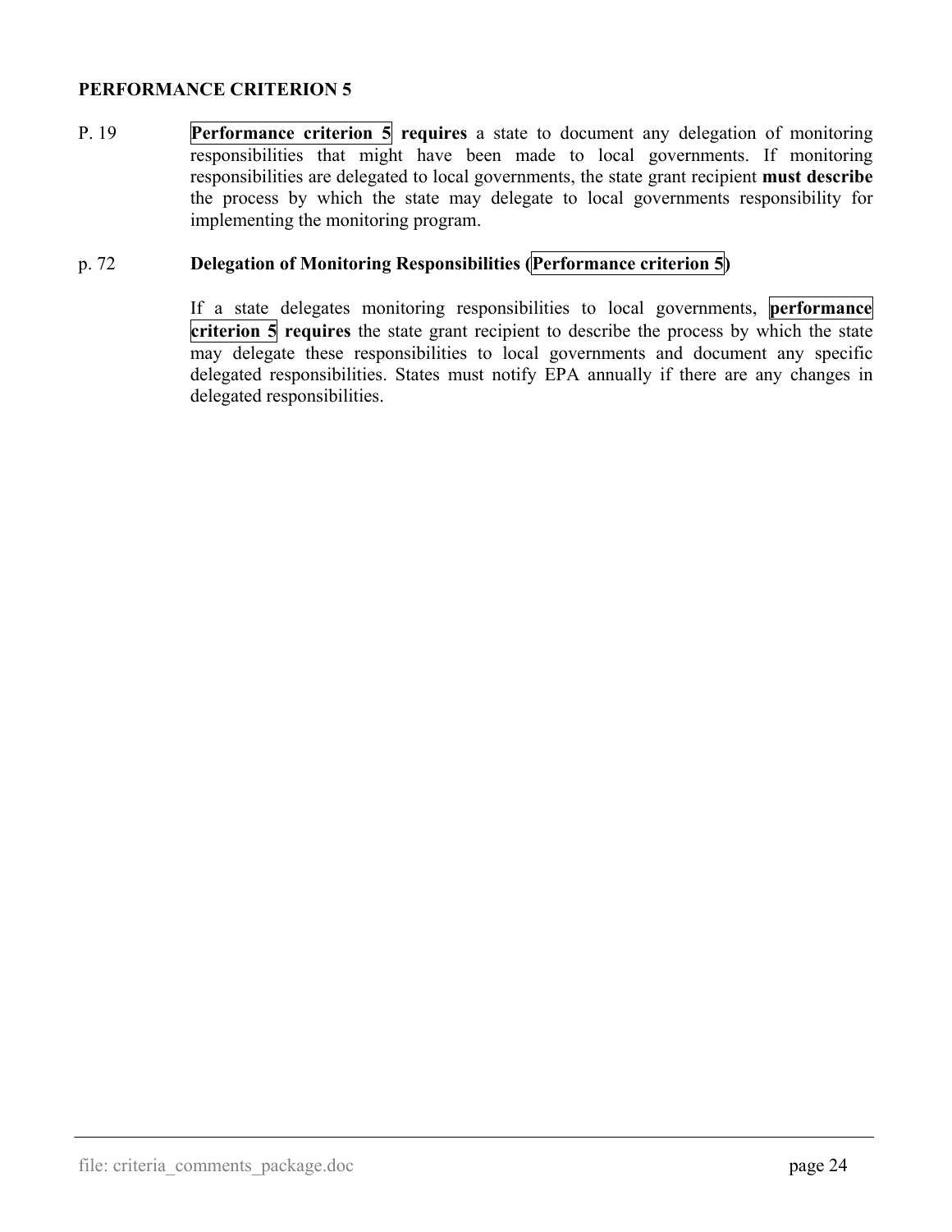**PERFORMANCE CRITERION 5**

P. 19 **Performance criterion 5 requires** a state to document any delegation of monitoring responsibilities that might have been made to local governments. If monitoring responsibilities are delegated to local governments, the state grant recipient **must describe** the process by which the state may delegate to local governments responsibility for implementing the monitoring program.

p. 72 **Delegation of Monitoring Responsibilities (Performance criterion 5)**

If a state delegates monitoring responsibilities to local governments, **performance criterion 5 requires** the state grant recipient to describe the process by which the state may delegate these responsibilities to local governments and document any specific delegated responsibilities. States must notify EPA annually if there are any changes in delegated responsibilities.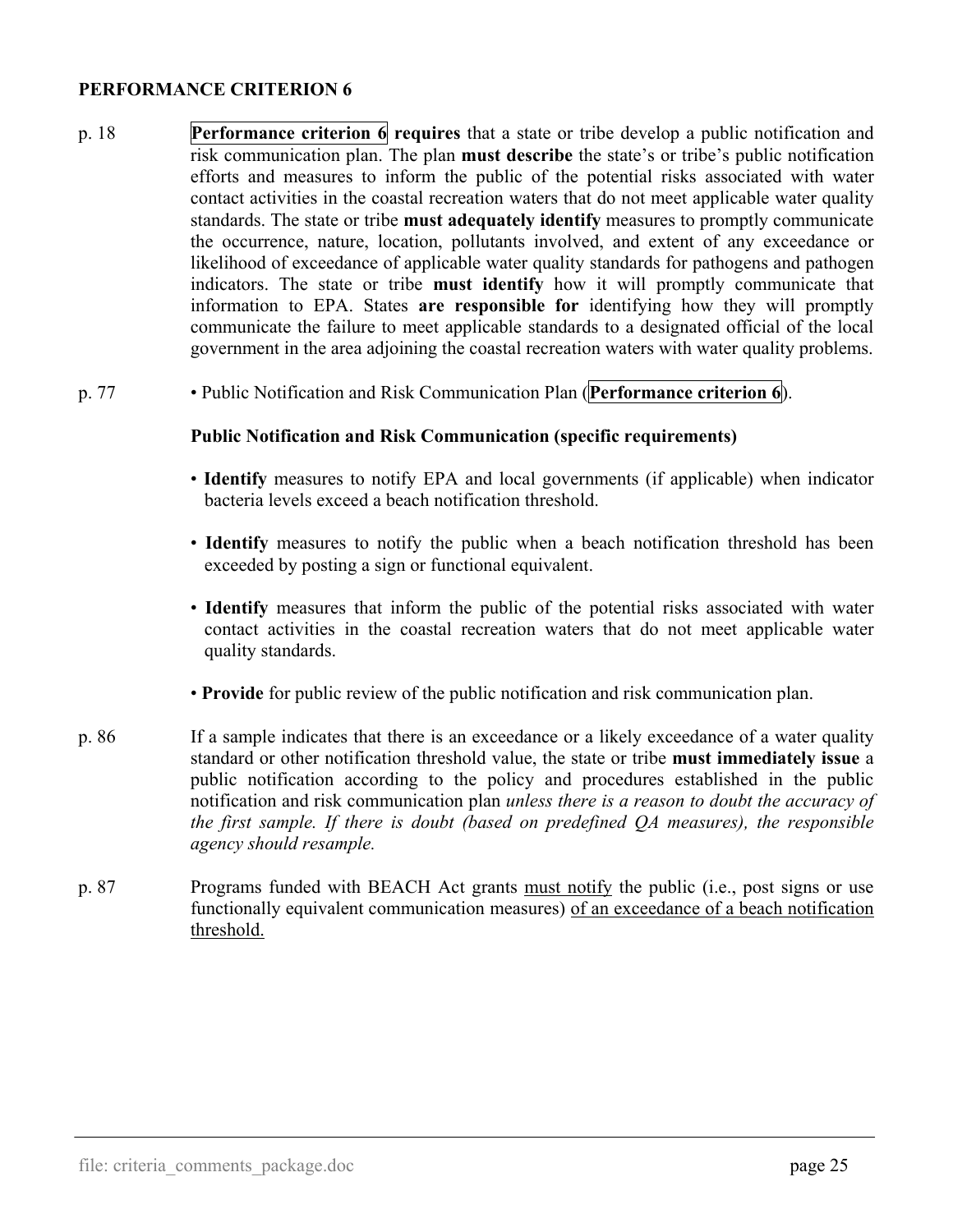**PERFORMANCE CRITERION 6**

p. 18 **Performance criterion 6** **requires** that a state or tribe develop a public notification and risk communication plan. The plan **must describe** the state's or tribe's public notification efforts and measures to inform the public of the potential risks associated with water contact activities in the coastal recreation waters that do not meet applicable water quality standards. The state or tribe **must adequately identify** measures to promptly communicate the occurrence, nature, location, pollutants involved, and extent of any exceedance or likelihood of exceedance of applicable water quality standards for pathogens and pathogen indicators. The state or tribe **must identify** how it will promptly communicate that information to EPA. States **are responsible for** identifying how they will promptly communicate the failure to meet applicable standards to a designated official of the local government in the area adjoining the coastal recreation waters with water quality problems.

p. 77 • Public Notification and Risk Communication Plan (**Performance criterion 6**).

**Public Notification and Risk Communication (specific requirements)**

- **Identify** measures to notify EPA and local governments (if applicable) when indicator bacteria levels exceed a beach notification threshold.
- **Identify** measures to notify the public when a beach notification threshold has been exceeded by posting a sign or functional equivalent.
- **Identify** measures that inform the public of the potential risks associated with water contact activities in the coastal recreation waters that do not meet applicable water quality standards.
- **Provide** for public review of the public notification and risk communication plan.

p. 86 If a sample indicates that there is an exceedance or a likely exceedance of a water quality standard or other notification threshold value, the state or tribe **must immediately issue** a public notification according to the policy and procedures established in the public notification and risk communication plan *unless there is a reason to doubt the accuracy of the first sample. If there is doubt (based on predefined QA measures), the responsible agency should resample.*

p. 87 Programs funded with BEACH Act grants <u>must notify</u> the public (i.e., post signs or use functionally equivalent communication measures) <u>of an exceedance of a beach notification threshold.</u>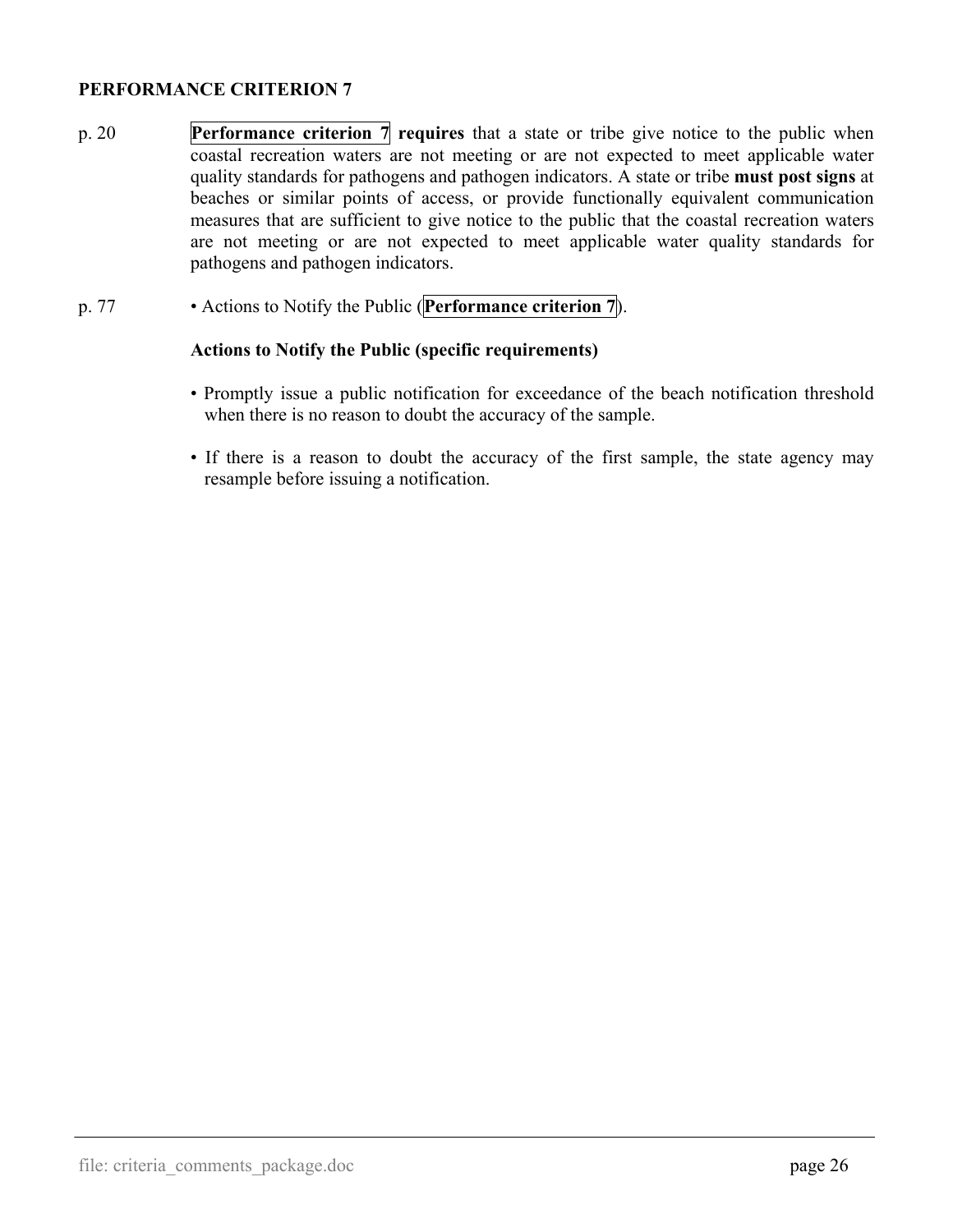**PERFORMANCE CRITERION 7**

p. 20 **Performance criterion 7 requires** that a state or tribe give notice to the public when coastal recreation waters are not meeting or are not expected to meet applicable water quality standards for pathogens and pathogen indicators. A state or tribe **must post signs** at beaches or similar points of access, or provide functionally equivalent communication measures that are sufficient to give notice to the public that the coastal recreation waters are not meeting or are not expected to meet applicable water quality standards for pathogens and pathogen indicators.

p. 77 • Actions to Notify the Public (**Performance criterion 7**).

**Actions to Notify the Public (specific requirements)**

- Promptly issue a public notification for exceedance of the beach notification threshold when there is no reason to doubt the accuracy of the sample.
- If there is a reason to doubt the accuracy of the first sample, the state agency may resample before issuing a notification.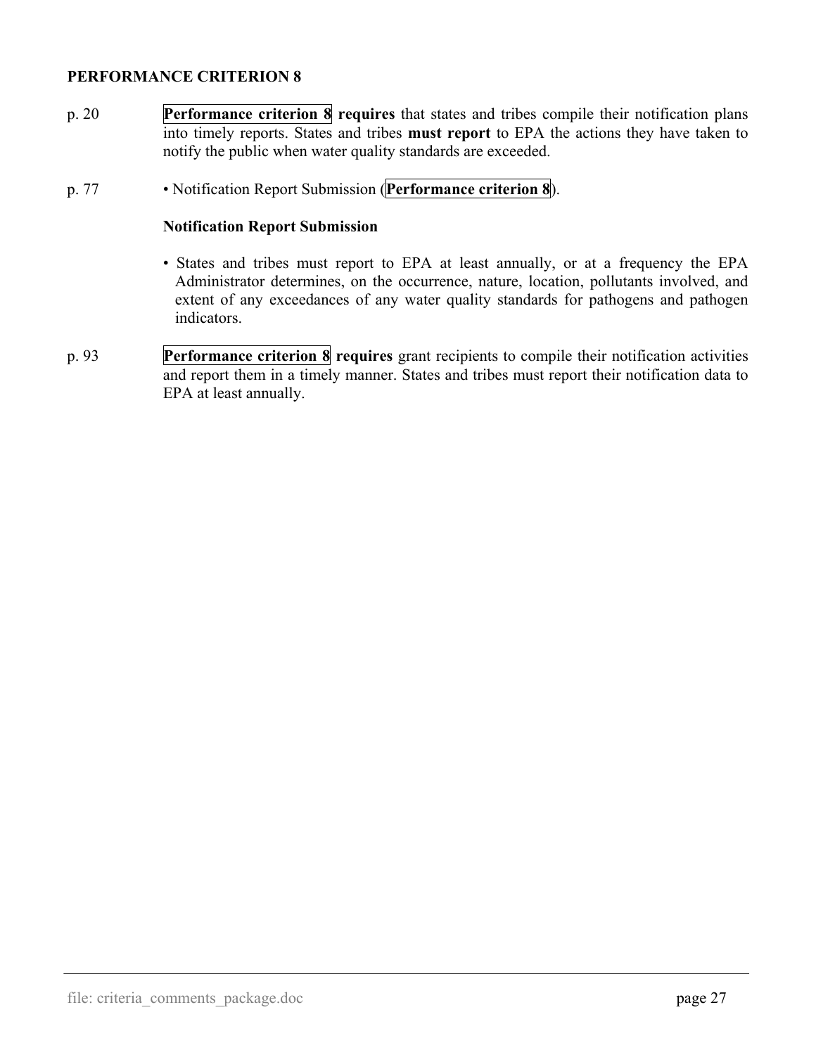**PERFORMANCE CRITERION 8**

p. 20 **Performance criterion 8** **requires** that states and tribes compile their notification plans into timely reports. States and tribes **must report** to EPA the actions they have taken to notify the public when water quality standards are exceeded.

p. 77 • Notification Report Submission (**Performance criterion 8**).

**Notification Report Submission**

- States and tribes must report to EPA at least annually, or at a frequency the EPA Administrator determines, on the occurrence, nature, location, pollutants involved, and extent of any exceedances of any water quality standards for pathogens and pathogen indicators.

p. 93 **Performance criterion 8** **requires** grant recipients to compile their notification activities and report them in a timely manner. States and tribes must report their notification data to EPA at least annually.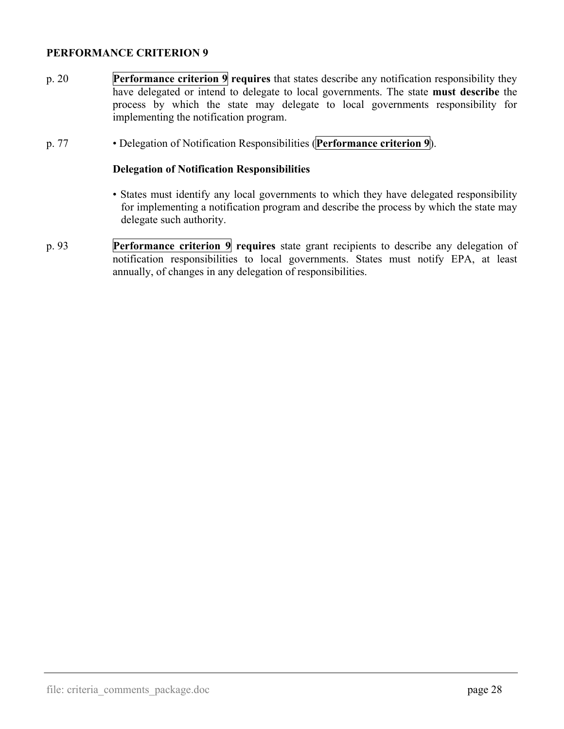**PERFORMANCE CRITERION 9**

p. 20 **Performance criterion 9 requires** that states describe any notification responsibility they have delegated or intend to delegate to local governments. The state **must describe** the process by which the state may delegate to local governments responsibility for implementing the notification program.

p. 77 • Delegation of Notification Responsibilities (**Performance criterion 9**).

**Delegation of Notification Responsibilities**

- States must identify any local governments to which they have delegated responsibility for implementing a notification program and describe the process by which the state may delegate such authority.

p. 93 **Performance criterion 9 requires** state grant recipients to describe any delegation of notification responsibilities to local governments. States must notify EPA, at least annually, of changes in any delegation of responsibilities.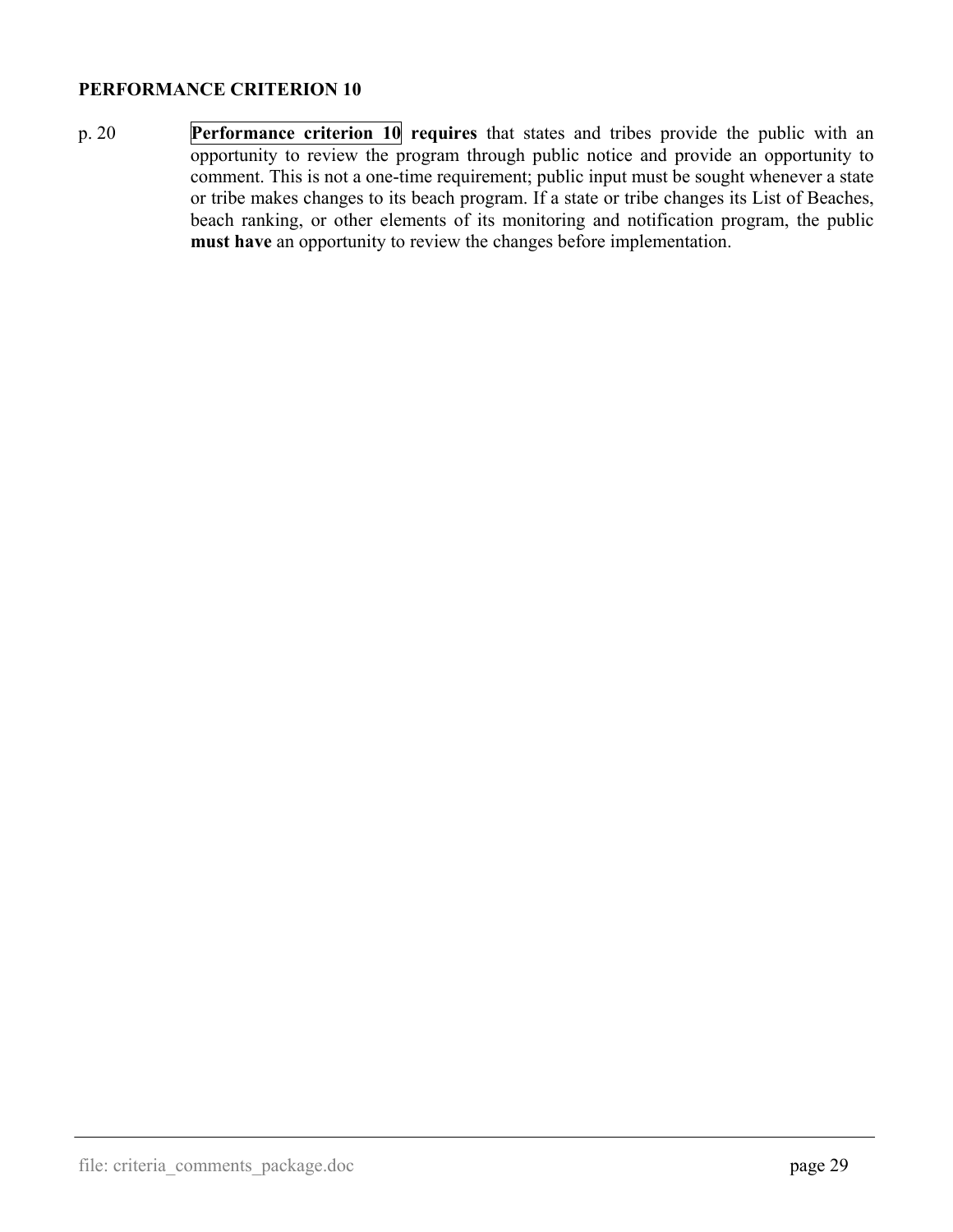**PERFORMANCE CRITERION 10**

p. 20 **Performance criterion 10 requires** that states and tribes provide the public with an opportunity to review the program through public notice and provide an opportunity to comment. This is not a one-time requirement; public input must be sought whenever a state or tribe makes changes to its beach program. If a state or tribe changes its List of Beaches, beach ranking, or other elements of its monitoring and notification program, the public **must have** an opportunity to review the changes before implementation.